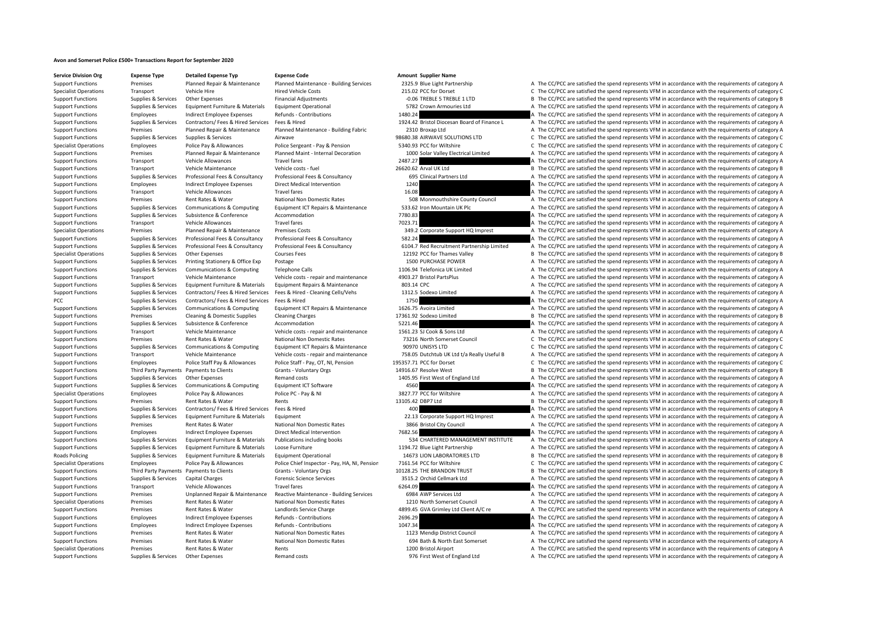# Avon and Somerset Police £500+ Transactions Report for September 2020

| Service Division Org | Expense Type | Detailed Expense Typ | Expense Code | Amount | Supplier Name | | |
|---|---|---|---|---|---|---|---|
| Support Functions | Premises | Planned Repair & Maintenance | Planned Maintenance - Building Services | 2325.9 | Blue Light Partnership | A | The CC/PCC are satisfied the spend represents VFM in accordance with the requirements of category A |
| Specialist Operations | Transport | Vehicle Hire | Hired Vehicle Costs | 215.02 | PCC for Dorset | C | The CC/PCC are satisfied the spend represents VFM in accordance with the requirements of category C |
| Support Functions | Supplies & Services | Other Expenses | Financial Adjustments | -0.06 | TREBLE 5 TREBLE 1 LTD | B | The CC/PCC are satisfied the spend represents VFM in accordance with the requirements of category B |
| Support Functions | Supplies & Services | Equipment Furniture & Materials | Equipment Operational | 5782 | Crown Armouries Ltd | A | The CC/PCC are satisfied the spend represents VFM in accordance with the requirements of category A |
| Support Functions | Employees | Indirect Employee Expenses | Refunds - Contributions | 1480.24 | | A | The CC/PCC are satisfied the spend represents VFM in accordance with the requirements of category A |
| Support Functions | Supplies & Services | Contractors/ Fees & Hired Services | Fees & Hired | 1924.42 | Bristol Diocesan Board of Finance L | A | The CC/PCC are satisfied the spend represents VFM in accordance with the requirements of category A |
| Support Functions | Premises | Planned Repair & Maintenance | Planned Maintenance - Building Fabric | 2310 | Broxap Ltd | A | The CC/PCC are satisfied the spend represents VFM in accordance with the requirements of category A |
| Support Functions | Supplies & Services | Supplies & Services | Airwave | 98680.38 | AIRWAVE SOLUTIONS LTD | C | The CC/PCC are satisfied the spend represents VFM in accordance with the requirements of category C |
| Specialist Operations | Employees | Police Pay & Allowances | Police Sergeant - Pay & Pension | 5340.93 | PCC for Wiltshire | C | The CC/PCC are satisfied the spend represents VFM in accordance with the requirements of category C |
| Support Functions | Premises | Planned Repair & Maintenance | Planned Maint - Internal Decoration | 1000 | Solar Valley Electrical Limited | A | The CC/PCC are satisfied the spend represents VFM in accordance with the requirements of category A |
| Support Functions | Transport | Vehicle Allowances | Travel fares | 2487.27 | | A | The CC/PCC are satisfied the spend represents VFM in accordance with the requirements of category A |
| Support Functions | Transport | Vehicle Maintenance | Vehicle costs - fuel | 26620.62 | Arval UK Ltd | B | The CC/PCC are satisfied the spend represents VFM in accordance with the requirements of category B |
| Support Functions | Supplies & Services | Professional Fees & Consultancy | Professional Fees & Consultancy | 695 | Clinical Partners Ltd | A | The CC/PCC are satisfied the spend represents VFM in accordance with the requirements of category A |
| Support Functions | Employees | Indirect Employee Expenses | Direct Medical Intervention | 1240 | | A | The CC/PCC are satisfied the spend represents VFM in accordance with the requirements of category A |
| Support Functions | Transport | Vehicle Allowances | Travel fares | 16.08 | | A | The CC/PCC are satisfied the spend represents VFM in accordance with the requirements of category A |
| Support Functions | Premises | Rent Rates & Water | National Non Domestic Rates | 508 | Monmouthshire County Council | A | The CC/PCC are satisfied the spend represents VFM in accordance with the requirements of category A |
| Support Functions | Supplies & Services | Communications & Computing | Equipment ICT Repairs & Maintenance | 533.62 | Iron Mountain UK Plc | A | The CC/PCC are satisfied the spend represents VFM in accordance with the requirements of category A |
| Support Functions | Supplies & Services | Subsistence & Conference | Accommodation | 7780.83 | | A | The CC/PCC are satisfied the spend represents VFM in accordance with the requirements of category A |
| Support Functions | Transport | Vehicle Allowances | Travel fares | 7023.71 | | A | The CC/PCC are satisfied the spend represents VFM in accordance with the requirements of category A |
| Specialist Operations | Premises | Planned Repair & Maintenance | Premises Costs | 349.2 | Corporate Support HQ Imprest | A | The CC/PCC are satisfied the spend represents VFM in accordance with the requirements of category A |
| Support Functions | Supplies & Services | Professional Fees & Consultancy | Professional Fees & Consultancy | 582.24 | | A | The CC/PCC are satisfied the spend represents VFM in accordance with the requirements of category A |
| Support Functions | Supplies & Services | Professional Fees & Consultancy | Professional Fees & Consultancy | 6104.7 | Red Recruitment Partnership Limited | A | The CC/PCC are satisfied the spend represents VFM in accordance with the requirements of category A |
| Specialist Operations | Supplies & Services | Other Expenses | Courses Fees | 12192 | PCC for Thames Valley | B | The CC/PCC are satisfied the spend represents VFM in accordance with the requirements of category B |
| Support Functions | Supplies & Services | Printing Stationery & Office Exp | Postage | 1500 | PURCHASE POWER | A | The CC/PCC are satisfied the spend represents VFM in accordance with the requirements of category A |
| Support Functions | Supplies & Services | Communications & Computing | Telephone Calls | 1106.94 | Telefonica UK Limited | A | The CC/PCC are satisfied the spend represents VFM in accordance with the requirements of category A |
| Support Functions | Transport | Vehicle Maintenance | Vehicle costs - repair and maintenance | 4903.27 | Bristol PartsPlus | A | The CC/PCC are satisfied the spend represents VFM in accordance with the requirements of category A |
| Support Functions | Supplies & Services | Equipment Furniture & Materials | Equipment Repairs & Maintenance | 803.14 | CPC | A | The CC/PCC are satisfied the spend represents VFM in accordance with the requirements of category A |
| Support Functions | Supplies & Services | Contractors/ Fees & Hired Services | Fees & Hired - Cleaning Cells/Vehs | 1312.5 | Sodexo Limited | A | The CC/PCC are satisfied the spend represents VFM in accordance with the requirements of category A |
| PCC | Supplies & Services | Contractors/ Fees & Hired Services | Fees & Hired | 1750 | | A | The CC/PCC are satisfied the spend represents VFM in accordance with the requirements of category A |
| Support Functions | Supplies & Services | Communications & Computing | Equipment ICT Repairs & Maintenance | 1626.75 | Avoira Limited | A | The CC/PCC are satisfied the spend represents VFM in accordance with the requirements of category A |
| Support Functions | Premises | Cleaning & Domestic Supplies | Cleaning Charges | 17361.92 | Sodexo Limited | B | The CC/PCC are satisfied the spend represents VFM in accordance with the requirements of category B |
| Support Functions | Supplies & Services | Subsistence & Conference | Accommodation | 5221.46 | | A | The CC/PCC are satisfied the spend represents VFM in accordance with the requirements of category A |
| Support Functions | Transport | Vehicle Maintenance | Vehicle costs - repair and maintenance | 1561.23 | SJ Cook & Sons Ltd | A | The CC/PCC are satisfied the spend represents VFM in accordance with the requirements of category A |
| Support Functions | Premises | Rent Rates & Water | National Non Domestic Rates | 73216 | North Somerset Council | C | The CC/PCC are satisfied the spend represents VFM in accordance with the requirements of category C |
| Support Functions | Supplies & Services | Communications & Computing | Equipment ICT Repairs & Maintenance | 90970 | UNISYS LTD | C | The CC/PCC are satisfied the spend represents VFM in accordance with the requirements of category C |
| Support Functions | Transport | Vehicle Maintenance | Vehicle costs - repair and maintenance | 758.05 | Dutchtub UK Ltd t/a Really Useful B | A | The CC/PCC are satisfied the spend represents VFM in accordance with the requirements of category A |
| Support Functions | Employees | Police Staff Pay & Allowances | Police Staff - Pay, OT, NI, Pension | 195357.71 | PCC for Dorset | C | The CC/PCC are satisfied the spend represents VFM in accordance with the requirements of category C |
| Support Functions | Third Party Payments | Payments to Clients | Grants - Voluntary Orgs | 14916.67 | Resolve West | B | The CC/PCC are satisfied the spend represents VFM in accordance with the requirements of category B |
| Support Functions | Supplies & Services | Other Expenses | Remand costs | 1405.95 | First West of England Ltd | A | The CC/PCC are satisfied the spend represents VFM in accordance with the requirements of category A |
| Support Functions | Supplies & Services | Communications & Computing | Equipment ICT Software | 4560 | | A | The CC/PCC are satisfied the spend represents VFM in accordance with the requirements of category A |
| Specialist Operations | Employees | Police Pay & Allowances | Police PC - Pay & NI | 3827.77 | PCC for Wiltshire | A | The CC/PCC are satisfied the spend represents VFM in accordance with the requirements of category A |
| Support Functions | Premises | Rent Rates & Water | Rents | 13105.42 | DBP7 Ltd | B | The CC/PCC are satisfied the spend represents VFM in accordance with the requirements of category B |
| Support Functions | Supplies & Services | Contractors/ Fees & Hired Services | Fees & Hired | 400 | | A | The CC/PCC are satisfied the spend represents VFM in accordance with the requirements of category A |
| Support Functions | Supplies & Services | Equipment Furniture & Materials | Equipment | 22.13 | Corporate Support HQ Imprest | A | The CC/PCC are satisfied the spend represents VFM in accordance with the requirements of category A |
| Support Functions | Premises | Rent Rates & Water | National Non Domestic Rates | 3866 | Bristol City Council | A | The CC/PCC are satisfied the spend represents VFM in accordance with the requirements of category A |
| Support Functions | Employees | Indirect Employee Expenses | Direct Medical Intervention | 7682.56 | | A | The CC/PCC are satisfied the spend represents VFM in accordance with the requirements of category A |
| Support Functions | Supplies & Services | Equipment Furniture & Materials | Publications including books | 534 | CHARTERED MANAGEMENT INSTITUTE | A | The CC/PCC are satisfied the spend represents VFM in accordance with the requirements of category A |
| Support Functions | Supplies & Services | Equipment Furniture & Materials | Loose Furniture | 1194.72 | Blue Light Partnership | A | The CC/PCC are satisfied the spend represents VFM in accordance with the requirements of category A |
| Roads Policing | Supplies & Services | Equipment Furniture & Materials | Equipment Operational | 14673 | LION LABORATORIES LTD | B | The CC/PCC are satisfied the spend represents VFM in accordance with the requirements of category B |
| Specialist Operations | Employees | Police Pay & Allowances | Police Chief Inspector - Pay, HA, NI, Pension | 7161.54 | PCC for Wiltshire | C | The CC/PCC are satisfied the spend represents VFM in accordance with the requirements of category C |
| Support Functions | Third Party Payments | Payments to Clients | Grants - Voluntary Orgs | 10128.25 | THE BRANDON TRUST | B | The CC/PCC are satisfied the spend represents VFM in accordance with the requirements of category B |
| Support Functions | Supplies & Services | Capital Charges | Forensic Science Services | 3515.2 | Orchid Cellmark Ltd | A | The CC/PCC are satisfied the spend represents VFM in accordance with the requirements of category A |
| Support Functions | Transport | Vehicle Allowances | Travel fares | 6264.09 | | A | The CC/PCC are satisfied the spend represents VFM in accordance with the requirements of category A |
| Support Functions | Premises | Unplanned Repair & Maintenance | Reactive Maintenance - Building Services | 6984 | AWP Services Ltd | A | The CC/PCC are satisfied the spend represents VFM in accordance with the requirements of category A |
| Specialist Operations | Premises | Rent Rates & Water | National Non Domestic Rates | 1210 | North Somerset Council | A | The CC/PCC are satisfied the spend represents VFM in accordance with the requirements of category A |
| Support Functions | Premises | Rent Rates & Water | Landlords Service Charge | 4899.45 | GVA Grimley Ltd Client A/C re | A | The CC/PCC are satisfied the spend represents VFM in accordance with the requirements of category A |
| Support Functions | Employees | Indirect Employee Expenses | Refunds - Contributions | 2696.29 | | A | The CC/PCC are satisfied the spend represents VFM in accordance with the requirements of category A |
| Support Functions | Employees | Indirect Employee Expenses | Refunds - Contributions | 1047.34 | | A | The CC/PCC are satisfied the spend represents VFM in accordance with the requirements of category A |
| Support Functions | Premises | Rent Rates & Water | National Non Domestic Rates | 1123 | Mendip District Council | A | The CC/PCC are satisfied the spend represents VFM in accordance with the requirements of category A |
| Support Functions | Premises | Rent Rates & Water | National Non Domestic Rates | 694 | Bath & North East Somerset | A | The CC/PCC are satisfied the spend represents VFM in accordance with the requirements of category A |
| Specialist Operations | Premises | Rent Rates & Water | Rents | 1200 | Bristol Airport | A | The CC/PCC are satisfied the spend represents VFM in accordance with the requirements of category A |
| Support Functions | Supplies & Services | Other Expenses | Remand costs | 976 | First West of England Ltd | A | The CC/PCC are satisfied the spend represents VFM in accordance with the requirements of category A |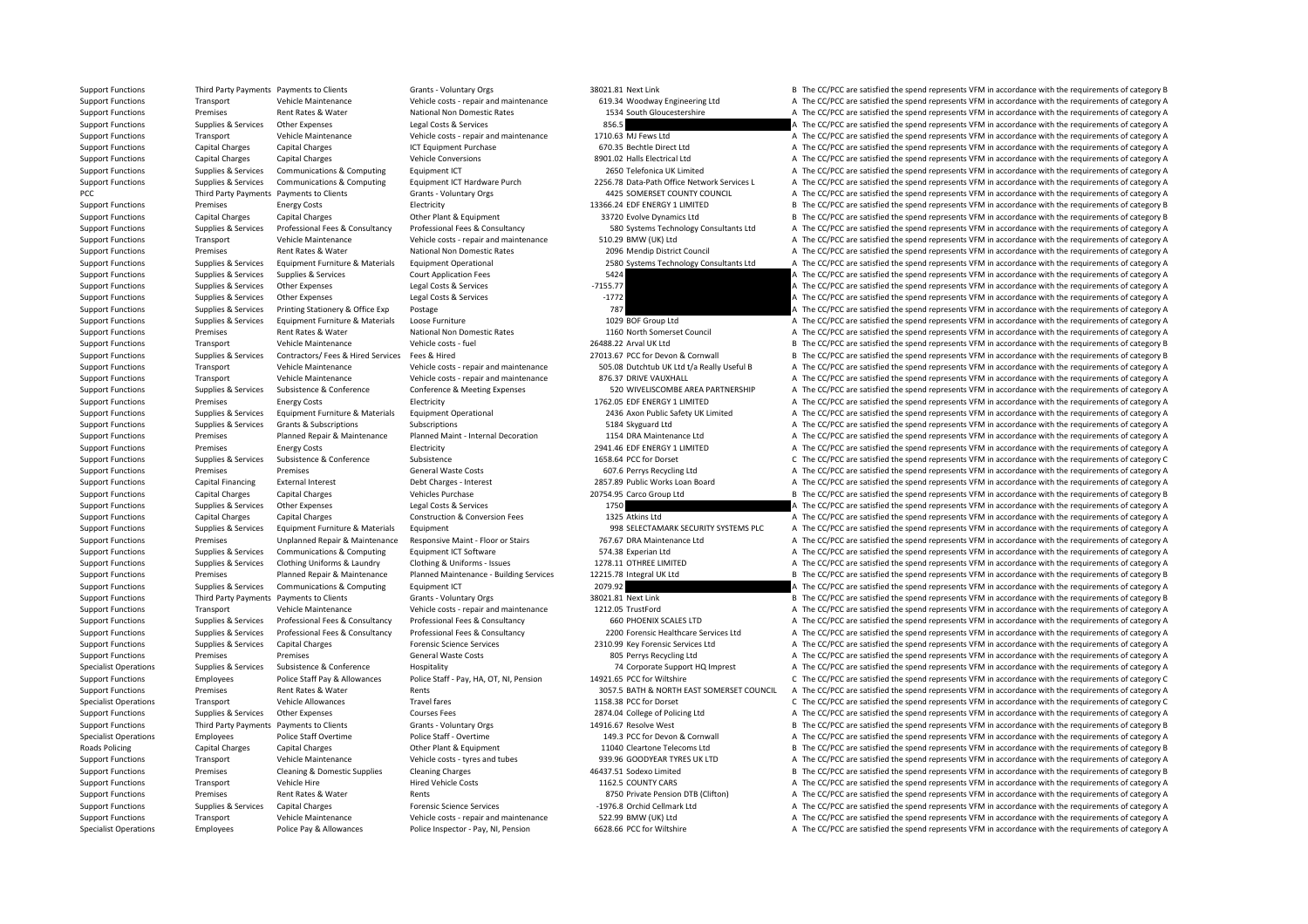| | | | | | | | |
|---|---|---|---|---|---|---|---|
| Support Functions | Third Party Payments | Payments to Clients | Grants - Voluntary Orgs | 38021.81 | Next Link | B | The CC/PCC are satisfied the spend represents VFM in accordance with the requirements of category B |
| Support Functions | Transport | Vehicle Maintenance | Vehicle costs - repair and maintenance | 619.34 | Woodway Engineering Ltd | A | The CC/PCC are satisfied the spend represents VFM in accordance with the requirements of category A |
| Support Functions | Premises | Rent Rates & Water | National Non Domestic Rates | 1534 | South Gloucestershire | A | The CC/PCC are satisfied the spend represents VFM in accordance with the requirements of category A |
| Support Functions | Supplies & Services | Other Expenses | Legal Costs & Services | 856.5 | | A | The CC/PCC are satisfied the spend represents VFM in accordance with the requirements of category A |
| Support Functions | Transport | Vehicle Maintenance | Vehicle costs - repair and maintenance | 1710.63 | MJ Fews Ltd | A | The CC/PCC are satisfied the spend represents VFM in accordance with the requirements of category A |
| Support Functions | Capital Charges | Capital Charges | ICT Equipment Purchase | 670.35 | Bechtle Direct Ltd | A | The CC/PCC are satisfied the spend represents VFM in accordance with the requirements of category A |
| Support Functions | Capital Charges | Capital Charges | Vehicle Conversions | 8901.02 | Halls Electrical Ltd | A | The CC/PCC are satisfied the spend represents VFM in accordance with the requirements of category A |
| Support Functions | Supplies & Services | Communications & Computing | Equipment ICT | 2650 | Telefonica UK Limited | A | The CC/PCC are satisfied the spend represents VFM in accordance with the requirements of category A |
| Support Functions | Supplies & Services | Communications & Computing | Equipment ICT Hardware Purch | 2256.78 | Data-Path Office Network Services L | A | The CC/PCC are satisfied the spend represents VFM in accordance with the requirements of category A |
| PCC | Third Party Payments | Payments to Clients | Grants - Voluntary Orgs | 4425 | SOMERSET COUNTY COUNCIL | A | The CC/PCC are satisfied the spend represents VFM in accordance with the requirements of category A |
| Support Functions | Premises | Energy Costs | Electricity | 13366.24 | EDF ENERGY 1 LIMITED | B | The CC/PCC are satisfied the spend represents VFM in accordance with the requirements of category B |
| Support Functions | Capital Charges | Capital Charges | Other Plant & Equipment | 33720 | Evolve Dynamics Ltd | B | The CC/PCC are satisfied the spend represents VFM in accordance with the requirements of category B |
| Support Functions | Supplies & Services | Professional Fees & Consultancy | Professional Fees & Consultancy | 580 | Systems Technology Consultants Ltd | A | The CC/PCC are satisfied the spend represents VFM in accordance with the requirements of category A |
| Support Functions | Transport | Vehicle Maintenance | Vehicle costs - repair and maintenance | 510.29 | BMW (UK) Ltd | A | The CC/PCC are satisfied the spend represents VFM in accordance with the requirements of category A |
| Support Functions | Premises | Rent Rates & Water | National Non Domestic Rates | 2096 | Mendip District Council | A | The CC/PCC are satisfied the spend represents VFM in accordance with the requirements of category A |
| Support Functions | Supplies & Services | Equipment Furniture & Materials | Equipment Operational | 2580 | Systems Technology Consultants Ltd | A | The CC/PCC are satisfied the spend represents VFM in accordance with the requirements of category A |
| Support Functions | Supplies & Services | Supplies & Services | Court Application Fees | 5424 | | A | The CC/PCC are satisfied the spend represents VFM in accordance with the requirements of category A |
| Support Functions | Supplies & Services | Other Expenses | Legal Costs & Services | -7155.77 | | A | The CC/PCC are satisfied the spend represents VFM in accordance with the requirements of category A |
| Support Functions | Supplies & Services | Other Expenses | Legal Costs & Services | -1772 | | A | The CC/PCC are satisfied the spend represents VFM in accordance with the requirements of category A |
| Support Functions | Supplies & Services | Printing Stationery & Office Exp | Postage | 787 | | A | The CC/PCC are satisfied the spend represents VFM in accordance with the requirements of category A |
| Support Functions | Supplies & Services | Equipment Furniture & Materials | Loose Furniture | 1029 | BOF Group Ltd | A | The CC/PCC are satisfied the spend represents VFM in accordance with the requirements of category A |
| Support Functions | Premises | Rent Rates & Water | National Non Domestic Rates | 1160 | North Somerset Council | A | The CC/PCC are satisfied the spend represents VFM in accordance with the requirements of category A |
| Support Functions | Transport | Vehicle Maintenance | Vehicle costs - fuel | 26488.22 | Arval UK Ltd | B | The CC/PCC are satisfied the spend represents VFM in accordance with the requirements of category B |
| Support Functions | Supplies & Services | Contractors/ Fees & Hired Services | Fees & Hired | 27013.67 | PCC for Devon & Cornwall | B | The CC/PCC are satisfied the spend represents VFM in accordance with the requirements of category B |
| Support Functions | Transport | Vehicle Maintenance | Vehicle costs - repair and maintenance | 505.08 | Dutchtub UK Ltd t/a Really Useful B | A | The CC/PCC are satisfied the spend represents VFM in accordance with the requirements of category A |
| Support Functions | Transport | Vehicle Maintenance | Vehicle costs - repair and maintenance | 876.37 | DRIVE VAUXHALL | A | The CC/PCC are satisfied the spend represents VFM in accordance with the requirements of category A |
| Support Functions | Supplies & Services | Subsistence & Conference | Conference & Meeting Expenses | 520 | WIVELISCOMBE AREA PARTNERSHIP | A | The CC/PCC are satisfied the spend represents VFM in accordance with the requirements of category A |
| Support Functions | Premises | Energy Costs | Electricity | 1762.05 | EDF ENERGY 1 LIMITED | A | The CC/PCC are satisfied the spend represents VFM in accordance with the requirements of category A |
| Support Functions | Supplies & Services | Equipment Furniture & Materials | Equipment Operational | 2436 | Axon Public Safety UK Limited | A | The CC/PCC are satisfied the spend represents VFM in accordance with the requirements of category A |
| Support Functions | Supplies & Services | Grants & Subscriptions | Subscriptions | 5184 | Skyguard Ltd | A | The CC/PCC are satisfied the spend represents VFM in accordance with the requirements of category A |
| Support Functions | Premises | Planned Repair & Maintenance | Planned Maint - Internal Decoration | 1154 | DRA Maintenance Ltd | A | The CC/PCC are satisfied the spend represents VFM in accordance with the requirements of category A |
| Support Functions | Premises | Energy Costs | Electricity | 2941.46 | EDF ENERGY 1 LIMITED | A | The CC/PCC are satisfied the spend represents VFM in accordance with the requirements of category A |
| Support Functions | Supplies & Services | Subsistence & Conference | Subsistence | 1658.64 | PCC for Dorset | C | The CC/PCC are satisfied the spend represents VFM in accordance with the requirements of category C |
| Support Functions | Premises | Premises | General Waste Costs | 607.6 | Perrys Recycling Ltd | A | The CC/PCC are satisfied the spend represents VFM in accordance with the requirements of category A |
| Support Functions | Capital Financing | External Interest | Debt Charges - Interest | 2857.89 | Public Works Loan Board | A | The CC/PCC are satisfied the spend represents VFM in accordance with the requirements of category A |
| Support Functions | Capital Charges | Capital Charges | Vehicles Purchase | 20754.95 | Carco Group Ltd | B | The CC/PCC are satisfied the spend represents VFM in accordance with the requirements of category B |
| Support Functions | Supplies & Services | Other Expenses | Legal Costs & Services | 1750 | | A | The CC/PCC are satisfied the spend represents VFM in accordance with the requirements of category A |
| Support Functions | Capital Charges | Capital Charges | Construction & Conversion Fees | 1325 | Atkins Ltd | A | The CC/PCC are satisfied the spend represents VFM in accordance with the requirements of category A |
| Support Functions | Supplies & Services | Equipment Furniture & Materials | Equipment | 998 | SELECTAMARK SECURITY SYSTEMS PLC | A | The CC/PCC are satisfied the spend represents VFM in accordance with the requirements of category A |
| Support Functions | Premises | Unplanned Repair & Maintenance | Responsive Maint - Floor or Stairs | 767.67 | DRA Maintenance Ltd | A | The CC/PCC are satisfied the spend represents VFM in accordance with the requirements of category A |
| Support Functions | Supplies & Services | Communications & Computing | Equipment ICT Software | 574.38 | Experian Ltd | A | The CC/PCC are satisfied the spend represents VFM in accordance with the requirements of category A |
| Support Functions | Supplies & Services | Clothing Uniforms & Laundry | Clothing & Uniforms - Issues | 1278.11 | OTHREE LIMITED | A | The CC/PCC are satisfied the spend represents VFM in accordance with the requirements of category A |
| Support Functions | Premises | Planned Repair & Maintenance | Planned Maintenance - Building Services | 12215.78 | Integral UK Ltd | B | The CC/PCC are satisfied the spend represents VFM in accordance with the requirements of category B |
| Support Functions | Supplies & Services | Communications & Computing | Equipment ICT | 2079.92 | | A | The CC/PCC are satisfied the spend represents VFM in accordance with the requirements of category A |
| Support Functions | Third Party Payments | Payments to Clients | Grants - Voluntary Orgs | 38021.81 | Next Link | B | The CC/PCC are satisfied the spend represents VFM in accordance with the requirements of category B |
| Support Functions | Transport | Vehicle Maintenance | Vehicle costs - repair and maintenance | 1212.05 | TrustFord | A | The CC/PCC are satisfied the spend represents VFM in accordance with the requirements of category A |
| Support Functions | Supplies & Services | Professional Fees & Consultancy | Professional Fees & Consultancy | 660 | PHOENIX SCALES LTD | A | The CC/PCC are satisfied the spend represents VFM in accordance with the requirements of category A |
| Support Functions | Supplies & Services | Professional Fees & Consultancy | Professional Fees & Consultancy | 2200 | Forensic Healthcare Services Ltd | A | The CC/PCC are satisfied the spend represents VFM in accordance with the requirements of category A |
| Support Functions | Supplies & Services | Capital Charges | Forensic Science Services | 2310.99 | Key Forensic Services Ltd | A | The CC/PCC are satisfied the spend represents VFM in accordance with the requirements of category A |
| Support Functions | Premises | Premises | General Waste Costs | 805 | Perrys Recycling Ltd | A | The CC/PCC are satisfied the spend represents VFM in accordance with the requirements of category A |
| Specialist Operations | Supplies & Services | Subsistence & Conference | Hospitality | 74 | Corporate Support HQ Imprest | A | The CC/PCC are satisfied the spend represents VFM in accordance with the requirements of category A |
| Support Functions | Employees | Police Staff Pay & Allowances | Police Staff - Pay, HA, OT, NI, Pension | 14921.65 | PCC for Wiltshire | C | The CC/PCC are satisfied the spend represents VFM in accordance with the requirements of category C |
| Support Functions | Premises | Rent Rates & Water | Rents | 3057.5 | BATH & NORTH EAST SOMERSET COUNCIL | A | The CC/PCC are satisfied the spend represents VFM in accordance with the requirements of category A |
| Specialist Operations | Transport | Vehicle Allowances | Travel fares | 1158.38 | PCC for Dorset | C | The CC/PCC are satisfied the spend represents VFM in accordance with the requirements of category C |
| Support Functions | Supplies & Services | Other Expenses | Courses Fees | 2874.04 | College of Policing Ltd | A | The CC/PCC are satisfied the spend represents VFM in accordance with the requirements of category A |
| Support Functions | Third Party Payments | Payments to Clients | Grants - Voluntary Orgs | 14916.67 | Resolve West | B | The CC/PCC are satisfied the spend represents VFM in accordance with the requirements of category B |
| Specialist Operations | Employees | Police Staff Overtime | Police Staff - Overtime | 149.3 | PCC for Devon & Cornwall | A | The CC/PCC are satisfied the spend represents VFM in accordance with the requirements of category A |
| Roads Policing | Capital Charges | Capital Charges | Other Plant & Equipment | 11040 | Cleartone Telecoms Ltd | B | The CC/PCC are satisfied the spend represents VFM in accordance with the requirements of category B |
| Support Functions | Transport | Vehicle Maintenance | Vehicle costs - tyres and tubes | 939.96 | GOODYEAR TYRES UK LTD | A | The CC/PCC are satisfied the spend represents VFM in accordance with the requirements of category A |
| Support Functions | Premises | Cleaning & Domestic Supplies | Cleaning Charges | 46437.51 | Sodexo Limited | B | The CC/PCC are satisfied the spend represents VFM in accordance with the requirements of category B |
| Support Functions | Transport | Vehicle Hire | Hired Vehicle Costs | 1162.5 | COUNTY CARS | A | The CC/PCC are satisfied the spend represents VFM in accordance with the requirements of category A |
| Support Functions | Premises | Rent Rates & Water | Rents | 8750 | Private Pension DTB (Clifton) | A | The CC/PCC are satisfied the spend represents VFM in accordance with the requirements of category A |
| Support Functions | Supplies & Services | Capital Charges | Forensic Science Services | -1976.8 | Orchid Cellmark Ltd | A | The CC/PCC are satisfied the spend represents VFM in accordance with the requirements of category A |
| Support Functions | Transport | Vehicle Maintenance | Vehicle costs - repair and maintenance | 522.99 | BMW (UK) Ltd | A | The CC/PCC are satisfied the spend represents VFM in accordance with the requirements of category A |
| Specialist Operations | Employees | Police Pay & Allowances | Police Inspector - Pay, NI, Pension | 6628.66 | PCC for Wiltshire | A | The CC/PCC are satisfied the spend represents VFM in accordance with the requirements of category A |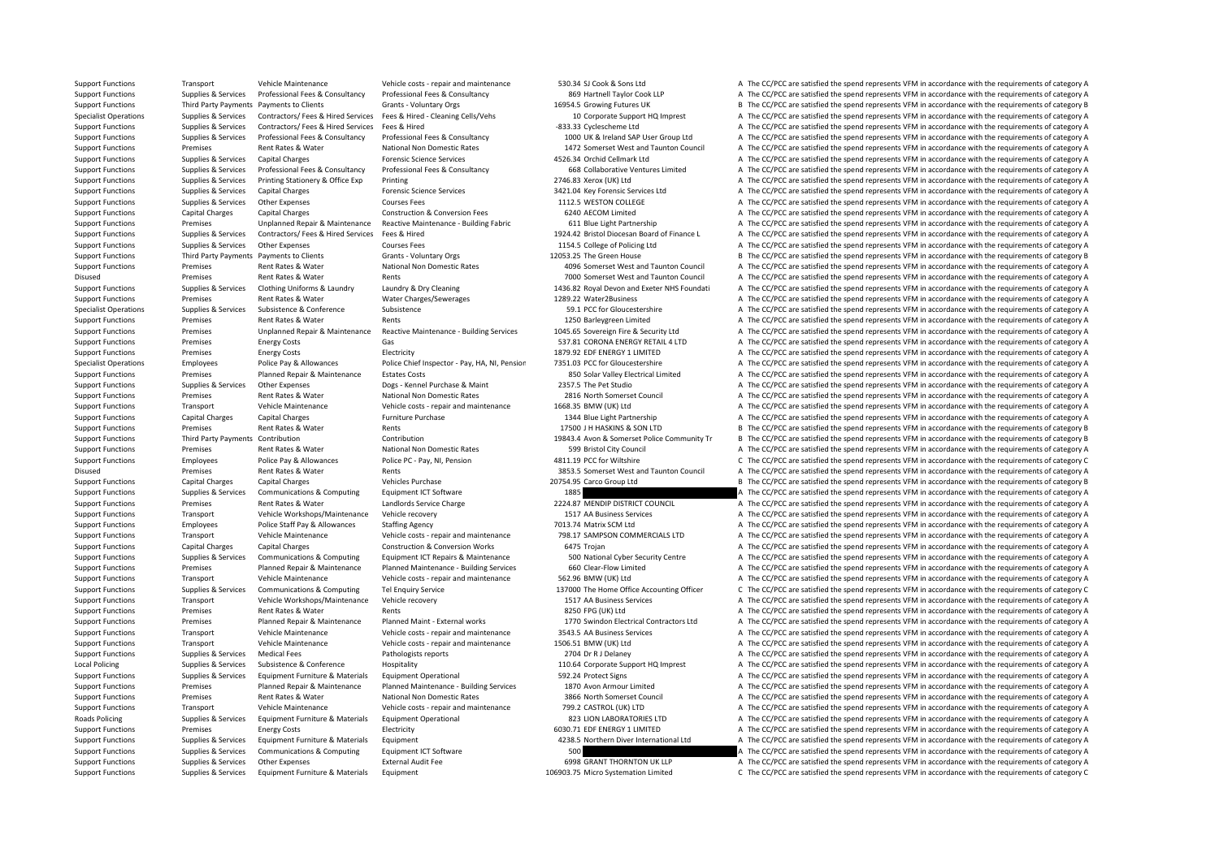| | | | | | | | |
|---|---|---|---|---|---|---|---|
| Support Functions | Transport | Vehicle Maintenance | Vehicle costs - repair and maintenance | 530.34 | SJ Cook & Sons Ltd | A | The CC/PCC are satisfied the spend represents VFM in accordance with the requirements of category A |
| Support Functions | Supplies & Services | Professional Fees & Consultancy | Professional Fees & Consultancy | 869 | Hartnell Taylor Cook LLP | A | The CC/PCC are satisfied the spend represents VFM in accordance with the requirements of category A |
| Support Functions | Third Party Payments | Payments to Clients | Grants - Voluntary Orgs | 16954.5 | Growing Futures UK | B | The CC/PCC are satisfied the spend represents VFM in accordance with the requirements of category B |
| Specialist Operations | Supplies & Services | Contractors/ Fees & Hired Services | Fees & Hired - Cleaning Cells/Vehs | 10 | Corporate Support HQ Imprest | A | The CC/PCC are satisfied the spend represents VFM in accordance with the requirements of category A |
| Support Functions | Supplies & Services | Contractors/ Fees & Hired Services | Fees & Hired | -833.33 | Cyclescheme Ltd | A | The CC/PCC are satisfied the spend represents VFM in accordance with the requirements of category A |
| Support Functions | Supplies & Services | Professional Fees & Consultancy | Professional Fees & Consultancy | 1000 | UK & Ireland SAP User Group Ltd | A | The CC/PCC are satisfied the spend represents VFM in accordance with the requirements of category A |
| Support Functions | Premises | Rent Rates & Water | National Non Domestic Rates | 1472 | Somerset West and Taunton Council | A | The CC/PCC are satisfied the spend represents VFM in accordance with the requirements of category A |
| Support Functions | Supplies & Services | Capital Charges | Forensic Science Services | 4526.34 | Orchid Cellmark Ltd | A | The CC/PCC are satisfied the spend represents VFM in accordance with the requirements of category A |
| Support Functions | Supplies & Services | Professional Fees & Consultancy | Professional Fees & Consultancy | 668 | Collaborative Ventures Limited | A | The CC/PCC are satisfied the spend represents VFM in accordance with the requirements of category A |
| Support Functions | Supplies & Services | Printing Stationery & Office Exp | Printing | 2746.83 | Xerox (UK) Ltd | A | The CC/PCC are satisfied the spend represents VFM in accordance with the requirements of category A |
| Support Functions | Supplies & Services | Capital Charges | Forensic Science Services | 3421.04 | Key Forensic Services Ltd | A | The CC/PCC are satisfied the spend represents VFM in accordance with the requirements of category A |
| Support Functions | Supplies & Services | Other Expenses | Courses Fees | 1112.5 | WESTON COLLEGE | A | The CC/PCC are satisfied the spend represents VFM in accordance with the requirements of category A |
| Support Functions | Capital Charges | Capital Charges | Construction & Conversion Fees | 6240 | AECOM Limited | A | The CC/PCC are satisfied the spend represents VFM in accordance with the requirements of category A |
| Support Functions | Premises | Unplanned Repair & Maintenance | Reactive Maintenance - Building Fabric | 611 | Blue Light Partnership | A | The CC/PCC are satisfied the spend represents VFM in accordance with the requirements of category A |
| Support Functions | Supplies & Services | Contractors/ Fees & Hired Services | Fees & Hired | 1924.42 | Bristol Diocesan Board of Finance L | A | The CC/PCC are satisfied the spend represents VFM in accordance with the requirements of category A |
| Support Functions | Supplies & Services | Other Expenses | Courses Fees | 1154.5 | College of Policing Ltd | A | The CC/PCC are satisfied the spend represents VFM in accordance with the requirements of category A |
| Support Functions | Third Party Payments | Payments to Clients | Grants - Voluntary Orgs | 12053.25 | The Green House | B | The CC/PCC are satisfied the spend represents VFM in accordance with the requirements of category B |
| Support Functions | Premises | Rent Rates & Water | National Non Domestic Rates | 4096 | Somerset West and Taunton Council | A | The CC/PCC are satisfied the spend represents VFM in accordance with the requirements of category A |
| Disused | Premises | Rent Rates & Water | Rents | 7000 | Somerset West and Taunton Council | A | The CC/PCC are satisfied the spend represents VFM in accordance with the requirements of category A |
| Support Functions | Supplies & Services | Clothing Uniforms & Laundry | Laundry & Dry Cleaning | 1436.82 | Royal Devon and Exeter NHS Foundati | A | The CC/PCC are satisfied the spend represents VFM in accordance with the requirements of category A |
| Support Functions | Premises | Rent Rates & Water | Water Charges/Sewerages | 1289.22 | Water2Business | A | The CC/PCC are satisfied the spend represents VFM in accordance with the requirements of category A |
| Specialist Operations | Supplies & Services | Subsistence & Conference | Subsistence | 59.1 | PCC for Gloucestershire | A | The CC/PCC are satisfied the spend represents VFM in accordance with the requirements of category A |
| Support Functions | Premises | Rent Rates & Water | Rents | 1250 | Barleygreen Limited | A | The CC/PCC are satisfied the spend represents VFM in accordance with the requirements of category A |
| Support Functions | Premises | Unplanned Repair & Maintenance | Reactive Maintenance - Building Services | 1045.65 | Sovereign Fire & Security Ltd | A | The CC/PCC are satisfied the spend represents VFM in accordance with the requirements of category A |
| Support Functions | Premises | Energy Costs | Gas | 537.81 | CORONA ENERGY RETAIL 4 LTD | A | The CC/PCC are satisfied the spend represents VFM in accordance with the requirements of category A |
| Support Functions | Premises | Energy Costs | Electricity | 1879.92 | EDF ENERGY 1 LIMITED | A | The CC/PCC are satisfied the spend represents VFM in accordance with the requirements of category A |
| Specialist Operations | Employees | Police Pay & Allowances | Police Chief Inspector - Pay, HA, NI, Pension | 7351.03 | PCC for Gloucestershire | A | The CC/PCC are satisfied the spend represents VFM in accordance with the requirements of category A |
| Support Functions | Premises | Planned Repair & Maintenance | Estates Costs | 850 | Solar Valley Electrical Limited | A | The CC/PCC are satisfied the spend represents VFM in accordance with the requirements of category A |
| Support Functions | Supplies & Services | Other Expenses | Dogs - Kennel Purchase & Maint | 2357.5 | The Pet Studio | A | The CC/PCC are satisfied the spend represents VFM in accordance with the requirements of category A |
| Support Functions | Premises | Rent Rates & Water | National Non Domestic Rates | 2816 | North Somerset Council | A | The CC/PCC are satisfied the spend represents VFM in accordance with the requirements of category A |
| Support Functions | Transport | Vehicle Maintenance | Vehicle costs - repair and maintenance | 1668.35 | BMW (UK) Ltd | A | The CC/PCC are satisfied the spend represents VFM in accordance with the requirements of category A |
| Support Functions | Capital Charges | Capital Charges | Furniture Purchase | 1344 | Blue Light Partnership | A | The CC/PCC are satisfied the spend represents VFM in accordance with the requirements of category A |
| Support Functions | Premises | Rent Rates & Water | Rents | 17500 | J H HASKINS & SON LTD | B | The CC/PCC are satisfied the spend represents VFM in accordance with the requirements of category B |
| Support Functions | Third Party Payments | Contribution | Contribution | 19843.4 | Avon & Somerset Police Community Tr | B | The CC/PCC are satisfied the spend represents VFM in accordance with the requirements of category B |
| Support Functions | Premises | Rent Rates & Water | National Non Domestic Rates | 599 | Bristol City Council | A | The CC/PCC are satisfied the spend represents VFM in accordance with the requirements of category A |
| Support Functions | Employees | Police Pay & Allowances | Police PC - Pay, NI, Pension | 4811.19 | PCC for Wiltshire | C | The CC/PCC are satisfied the spend represents VFM in accordance with the requirements of category C |
| Disused | Premises | Rent Rates & Water | Rents | 3853.5 | Somerset West and Taunton Council | A | The CC/PCC are satisfied the spend represents VFM in accordance with the requirements of category A |
| Support Functions | Capital Charges | Capital Charges | Vehicles Purchase | 20754.95 | Carco Group Ltd | B | The CC/PCC are satisfied the spend represents VFM in accordance with the requirements of category B |
| Support Functions | Supplies & Services | Communications & Computing | Equipment ICT Software | 1885 | | A | The CC/PCC are satisfied the spend represents VFM in accordance with the requirements of category A |
| Support Functions | Premises | Rent Rates & Water | Landlords Service Charge | 2224.87 | MENDIP DISTRICT COUNCIL | A | The CC/PCC are satisfied the spend represents VFM in accordance with the requirements of category A |
| Support Functions | Transport | Vehicle Workshops/Maintenance | Vehicle recovery | 1517 | AA Business Services | A | The CC/PCC are satisfied the spend represents VFM in accordance with the requirements of category A |
| Support Functions | Employees | Police Staff Pay & Allowances | Staffing Agency | 7013.74 | Matrix SCM Ltd | A | The CC/PCC are satisfied the spend represents VFM in accordance with the requirements of category A |
| Support Functions | Transport | Vehicle Maintenance | Vehicle costs - repair and maintenance | 798.17 | SAMPSON COMMERCIALS LTD | A | The CC/PCC are satisfied the spend represents VFM in accordance with the requirements of category A |
| Support Functions | Capital Charges | Capital Charges | Construction & Conversion Works | 6475 | Trojan | A | The CC/PCC are satisfied the spend represents VFM in accordance with the requirements of category A |
| Support Functions | Supplies & Services | Communications & Computing | Equipment ICT Repairs & Maintenance | 500 | National Cyber Security Centre | A | The CC/PCC are satisfied the spend represents VFM in accordance with the requirements of category A |
| Support Functions | Premises | Planned Repair & Maintenance | Planned Maintenance - Building Services | 660 | Clear-Flow Limited | A | The CC/PCC are satisfied the spend represents VFM in accordance with the requirements of category A |
| Support Functions | Transport | Vehicle Maintenance | Vehicle costs - repair and maintenance | 562.96 | BMW (UK) Ltd | A | The CC/PCC are satisfied the spend represents VFM in accordance with the requirements of category A |
| Support Functions | Supplies & Services | Communications & Computing | Tel Enquiry Service | 137000 | The Home Office Accounting Officer | C | The CC/PCC are satisfied the spend represents VFM in accordance with the requirements of category C |
| Support Functions | Transport | Vehicle Workshops/Maintenance | Vehicle recovery | 1517 | AA Business Services | A | The CC/PCC are satisfied the spend represents VFM in accordance with the requirements of category A |
| Support Functions | Premises | Rent Rates & Water | Rents | 8250 | FPG (UK) Ltd | A | The CC/PCC are satisfied the spend represents VFM in accordance with the requirements of category A |
| Support Functions | Premises | Planned Repair & Maintenance | Planned Maint - External works | 1770 | Swindon Electrical Contractors Ltd | A | The CC/PCC are satisfied the spend represents VFM in accordance with the requirements of category A |
| Support Functions | Transport | Vehicle Maintenance | Vehicle costs - repair and maintenance | 3543.5 | AA Business Services | A | The CC/PCC are satisfied the spend represents VFM in accordance with the requirements of category A |
| Support Functions | Transport | Vehicle Maintenance | Vehicle costs - repair and maintenance | 1506.51 | BMW (UK) Ltd | A | The CC/PCC are satisfied the spend represents VFM in accordance with the requirements of category A |
| Support Functions | Supplies & Services | Medical Fees | Pathologists reports | 2704 | Dr R J Delaney | A | The CC/PCC are satisfied the spend represents VFM in accordance with the requirements of category A |
| Local Policing | Supplies & Services | Subsistence & Conference | Hospitality | 110.64 | Corporate Support HQ Imprest | A | The CC/PCC are satisfied the spend represents VFM in accordance with the requirements of category A |
| Support Functions | Supplies & Services | Equipment Furniture & Materials | Equipment Operational | 592.24 | Protect Signs | A | The CC/PCC are satisfied the spend represents VFM in accordance with the requirements of category A |
| Support Functions | Premises | Planned Repair & Maintenance | Planned Maintenance - Building Services | 1870 | Avon Armour Limited | A | The CC/PCC are satisfied the spend represents VFM in accordance with the requirements of category A |
| Support Functions | Premises | Rent Rates & Water | National Non Domestic Rates | 3866 | North Somerset Council | A | The CC/PCC are satisfied the spend represents VFM in accordance with the requirements of category A |
| Support Functions | Transport | Vehicle Maintenance | Vehicle costs - repair and maintenance | 799.2 | CASTROL (UK) LTD | A | The CC/PCC are satisfied the spend represents VFM in accordance with the requirements of category A |
| Roads Policing | Supplies & Services | Equipment Furniture & Materials | Equipment Operational | 823 | LION LABORATORIES LTD | A | The CC/PCC are satisfied the spend represents VFM in accordance with the requirements of category A |
| Support Functions | Premises | Energy Costs | Electricity | 6030.71 | EDF ENERGY 1 LIMITED | A | The CC/PCC are satisfied the spend represents VFM in accordance with the requirements of category A |
| Support Functions | Supplies & Services | Equipment Furniture & Materials | Equipment | 4238.5 | Northern Diver International Ltd | A | The CC/PCC are satisfied the spend represents VFM in accordance with the requirements of category A |
| Support Functions | Supplies & Services | Communications & Computing | Equipment ICT Software | 500 | | A | The CC/PCC are satisfied the spend represents VFM in accordance with the requirements of category A |
| Support Functions | Supplies & Services | Other Expenses | External Audit Fee | 6998 | GRANT THORNTON UK LLP | A | The CC/PCC are satisfied the spend represents VFM in accordance with the requirements of category A |
| Support Functions | Supplies & Services | Equipment Furniture & Materials | Equipment | 106903.75 | Micro Systemation Limited | C | The CC/PCC are satisfied the spend represents VFM in accordance with the requirements of category C |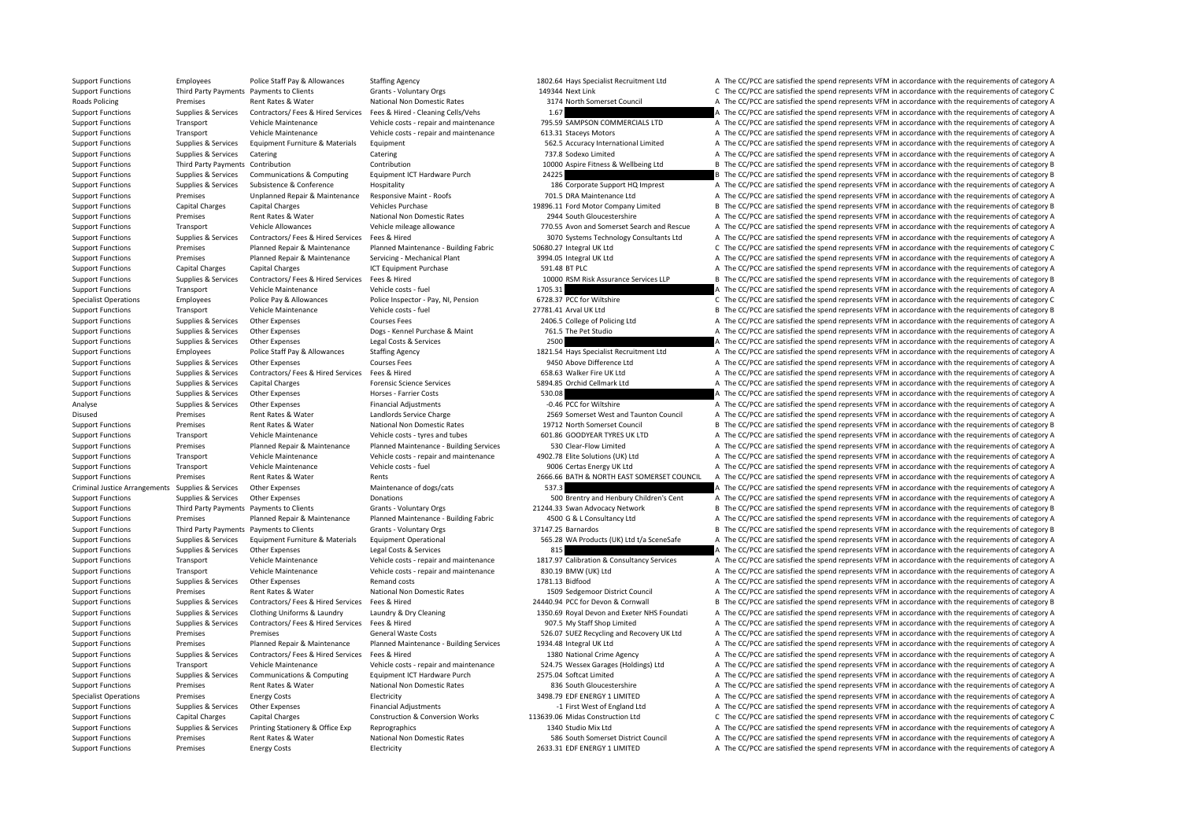| | | | | | | | |
|---|---|---|---|---|---|---|---|
| Support Functions | Employees | Police Staff Pay & Allowances | Staffing Agency | 1802.64 | Hays Specialist Recruitment Ltd | A | The CC/PCC are satisfied the spend represents VFM in accordance with the requirements of category A |
| Support Functions | Third Party Payments | Payments to Clients | Grants - Voluntary Orgs | 149344 | Next Link | C | The CC/PCC are satisfied the spend represents VFM in accordance with the requirements of category C |
| Roads Policing | Premises | Rent Rates & Water | National Non Domestic Rates | 3174 | North Somerset Council | A | The CC/PCC are satisfied the spend represents VFM in accordance with the requirements of category A |
| Support Functions | Supplies & Services | Contractors/ Fees & Hired Services | Fees & Hired - Cleaning Cells/Vehs | 1.67 | | A | The CC/PCC are satisfied the spend represents VFM in accordance with the requirements of category A |
| Support Functions | Transport | Vehicle Maintenance | Vehicle costs - repair and maintenance | 795.59 | SAMPSON COMMERCIALS LTD | A | The CC/PCC are satisfied the spend represents VFM in accordance with the requirements of category A |
| Support Functions | Transport | Vehicle Maintenance | Vehicle costs - repair and maintenance | 613.31 | Staceys Motors | A | The CC/PCC are satisfied the spend represents VFM in accordance with the requirements of category A |
| Support Functions | Supplies & Services | Equipment Furniture & Materials | Equipment | 562.5 | Accuracy International Limited | A | The CC/PCC are satisfied the spend represents VFM in accordance with the requirements of category A |
| Support Functions | Supplies & Services | Catering | Catering | 737.8 | Sodexo Limited | A | The CC/PCC are satisfied the spend represents VFM in accordance with the requirements of category A |
| Support Functions | Third Party Payments | Contribution | Contribution | 10000 | Aspire Fitness & Wellbeing Ltd | B | The CC/PCC are satisfied the spend represents VFM in accordance with the requirements of category B |
| Support Functions | Supplies & Services | Communications & Computing | Equipment ICT Hardware Purch | 24225 | | B | The CC/PCC are satisfied the spend represents VFM in accordance with the requirements of category B |
| Support Functions | Supplies & Services | Subsistence & Conference | Hospitality | 186 | Corporate Support HQ Imprest | A | The CC/PCC are satisfied the spend represents VFM in accordance with the requirements of category A |
| Support Functions | Premises | Unplanned Repair & Maintenance | Responsive Maint - Roofs | 701.5 | DRA Maintenance Ltd | A | The CC/PCC are satisfied the spend represents VFM in accordance with the requirements of category A |
| Support Functions | Capital Charges | Capital Charges | Vehicles Purchase | 19896.11 | Ford Motor Company Limited | B | The CC/PCC are satisfied the spend represents VFM in accordance with the requirements of category B |
| Support Functions | Premises | Rent Rates & Water | National Non Domestic Rates | 2944 | South Gloucestershire | A | The CC/PCC are satisfied the spend represents VFM in accordance with the requirements of category A |
| Support Functions | Transport | Vehicle Allowances | Vehicle mileage allowance | 770.55 | Avon and Somerset Search and Rescue | A | The CC/PCC are satisfied the spend represents VFM in accordance with the requirements of category A |
| Support Functions | Supplies & Services | Contractors/ Fees & Hired Services | Fees & Hired | 3070 | Systems Technology Consultants Ltd | A | The CC/PCC are satisfied the spend represents VFM in accordance with the requirements of category A |
| Support Functions | Premises | Planned Repair & Maintenance | Planned Maintenance - Building Fabric | 50680.27 | Integral UK Ltd | C | The CC/PCC are satisfied the spend represents VFM in accordance with the requirements of category C |
| Support Functions | Premises | Planned Repair & Maintenance | Servicing - Mechanical Plant | 3994.05 | Integral UK Ltd | A | The CC/PCC are satisfied the spend represents VFM in accordance with the requirements of category A |
| Support Functions | Capital Charges | Capital Charges | ICT Equipment Purchase | 591.48 | BT PLC | A | The CC/PCC are satisfied the spend represents VFM in accordance with the requirements of category A |
| Support Functions | Supplies & Services | Contractors/ Fees & Hired Services | Fees & Hired | 10000 | RSM Risk Assurance Services LLP | B | The CC/PCC are satisfied the spend represents VFM in accordance with the requirements of category B |
| Support Functions | Transport | Vehicle Maintenance | Vehicle costs - fuel | 1705.31 | | A | The CC/PCC are satisfied the spend represents VFM in accordance with the requirements of category A |
| Specialist Operations | Employees | Police Pay & Allowances | Police Inspector - Pay, NI, Pension | 6728.37 | PCC for Wiltshire | C | The CC/PCC are satisfied the spend represents VFM in accordance with the requirements of category C |
| Support Functions | Transport | Vehicle Maintenance | Vehicle costs - fuel | 27781.41 | Arval UK Ltd | B | The CC/PCC are satisfied the spend represents VFM in accordance with the requirements of category B |
| Support Functions | Supplies & Services | Other Expenses | Courses Fees | 2406.5 | College of Policing Ltd | A | The CC/PCC are satisfied the spend represents VFM in accordance with the requirements of category A |
| Support Functions | Supplies & Services | Other Expenses | Dogs - Kennel Purchase & Maint | 761.5 | The Pet Studio | A | The CC/PCC are satisfied the spend represents VFM in accordance with the requirements of category A |
| Support Functions | Supplies & Services | Other Expenses | Legal Costs & Services | 2500 | | A | The CC/PCC are satisfied the spend represents VFM in accordance with the requirements of category A |
| Support Functions | Employees | Police Staff Pay & Allowances | Staffing Agency | 1821.54 | Hays Specialist Recruitment Ltd | A | The CC/PCC are satisfied the spend represents VFM in accordance with the requirements of category A |
| Support Functions | Supplies & Services | Other Expenses | Courses Fees | 9450 | Above Difference Ltd | A | The CC/PCC are satisfied the spend represents VFM in accordance with the requirements of category A |
| Support Functions | Supplies & Services | Contractors/ Fees & Hired Services | Fees & Hired | 658.63 | Walker Fire UK Ltd | A | The CC/PCC are satisfied the spend represents VFM in accordance with the requirements of category A |
| Support Functions | Supplies & Services | Capital Charges | Forensic Science Services | 5894.85 | Orchid Cellmark Ltd | A | The CC/PCC are satisfied the spend represents VFM in accordance with the requirements of category A |
| Support Functions | Supplies & Services | Other Expenses | Horses - Farrier Costs | 530.08 | | A | The CC/PCC are satisfied the spend represents VFM in accordance with the requirements of category A |
| Analyse | Supplies & Services | Other Expenses | Financial Adjustments | -0.46 | PCC for Wiltshire | A | The CC/PCC are satisfied the spend represents VFM in accordance with the requirements of category A |
| Disused | Premises | Rent Rates & Water | Landlords Service Charge | 2569 | Somerset West and Taunton Council | A | The CC/PCC are satisfied the spend represents VFM in accordance with the requirements of category A |
| Support Functions | Premises | Rent Rates & Water | National Non Domestic Rates | 19712 | North Somerset Council | B | The CC/PCC are satisfied the spend represents VFM in accordance with the requirements of category B |
| Support Functions | Transport | Vehicle Maintenance | Vehicle costs - tyres and tubes | 601.86 | GOODYEAR TYRES UK LTD | A | The CC/PCC are satisfied the spend represents VFM in accordance with the requirements of category A |
| Support Functions | Premises | Planned Repair & Maintenance | Planned Maintenance - Building Services | 530 | Clear-Flow Limited | A | The CC/PCC are satisfied the spend represents VFM in accordance with the requirements of category A |
| Support Functions | Transport | Vehicle Maintenance | Vehicle costs - repair and maintenance | 4902.78 | Elite Solutions (UK) Ltd | A | The CC/PCC are satisfied the spend represents VFM in accordance with the requirements of category A |
| Support Functions | Transport | Vehicle Maintenance | Vehicle costs - fuel | 9006 | Certas Energy UK Ltd | A | The CC/PCC are satisfied the spend represents VFM in accordance with the requirements of category A |
| Support Functions | Premises | Rent Rates & Water | Rents | 2666.66 | BATH & NORTH EAST SOMERSET COUNCIL | A | The CC/PCC are satisfied the spend represents VFM in accordance with the requirements of category A |
| Criminal Justice Arrangements | Supplies & Services | Other Expenses | Maintenance of dogs/cats | 537.3 | | A | The CC/PCC are satisfied the spend represents VFM in accordance with the requirements of category A |
| Support Functions | Supplies & Services | Other Expenses | Donations | 500 | Brentry and Henbury Children's Cent | A | The CC/PCC are satisfied the spend represents VFM in accordance with the requirements of category A |
| Support Functions | Third Party Payments | Payments to Clients | Grants - Voluntary Orgs | 21244.33 | Swan Advocacy Network | B | The CC/PCC are satisfied the spend represents VFM in accordance with the requirements of category B |
| Support Functions | Premises | Planned Repair & Maintenance | Planned Maintenance - Building Fabric | 4500 | G & L Consultancy Ltd | A | The CC/PCC are satisfied the spend represents VFM in accordance with the requirements of category A |
| Support Functions | Third Party Payments | Payments to Clients | Grants - Voluntary Orgs | 37147.25 | Barnardos | B | The CC/PCC are satisfied the spend represents VFM in accordance with the requirements of category B |
| Support Functions | Supplies & Services | Equipment Furniture & Materials | Equipment Operational | 565.28 | WA Products (UK) Ltd t/a SceneSafe | A | The CC/PCC are satisfied the spend represents VFM in accordance with the requirements of category A |
| Support Functions | Supplies & Services | Other Expenses | Legal Costs & Services | 815 | | A | The CC/PCC are satisfied the spend represents VFM in accordance with the requirements of category A |
| Support Functions | Transport | Vehicle Maintenance | Vehicle costs - repair and maintenance | 1817.97 | Calibration & Consultancy Services | A | The CC/PCC are satisfied the spend represents VFM in accordance with the requirements of category A |
| Support Functions | Transport | Vehicle Maintenance | Vehicle costs - repair and maintenance | 830.19 | BMW (UK) Ltd | A | The CC/PCC are satisfied the spend represents VFM in accordance with the requirements of category A |
| Support Functions | Supplies & Services | Other Expenses | Remand costs | 1781.13 | Bidfood | A | The CC/PCC are satisfied the spend represents VFM in accordance with the requirements of category A |
| Support Functions | Premises | Rent Rates & Water | National Non Domestic Rates | 1509 | Sedgemoor District Council | A | The CC/PCC are satisfied the spend represents VFM in accordance with the requirements of category A |
| Support Functions | Supplies & Services | Contractors/ Fees & Hired Services | Fees & Hired | 24440.94 | PCC for Devon & Cornwall | B | The CC/PCC are satisfied the spend represents VFM in accordance with the requirements of category B |
| Support Functions | Supplies & Services | Clothing Uniforms & Laundry | Laundry & Dry Cleaning | 1350.69 | Royal Devon and Exeter NHS Foundati | A | The CC/PCC are satisfied the spend represents VFM in accordance with the requirements of category A |
| Support Functions | Supplies & Services | Contractors/ Fees & Hired Services | Fees & Hired | 907.5 | My Staff Shop Limited | A | The CC/PCC are satisfied the spend represents VFM in accordance with the requirements of category A |
| Support Functions | Premises | Premises | General Waste Costs | 526.07 | SUEZ Recycling and Recovery UK Ltd | A | The CC/PCC are satisfied the spend represents VFM in accordance with the requirements of category A |
| Support Functions | Premises | Planned Repair & Maintenance | Planned Maintenance - Building Services | 1934.48 | Integral UK Ltd | A | The CC/PCC are satisfied the spend represents VFM in accordance with the requirements of category A |
| Support Functions | Supplies & Services | Contractors/ Fees & Hired Services | Fees & Hired | 1380 | National Crime Agency | A | The CC/PCC are satisfied the spend represents VFM in accordance with the requirements of category A |
| Support Functions | Transport | Vehicle Maintenance | Vehicle costs - repair and maintenance | 524.75 | Wessex Garages (Holdings) Ltd | A | The CC/PCC are satisfied the spend represents VFM in accordance with the requirements of category A |
| Support Functions | Supplies & Services | Communications & Computing | Equipment ICT Hardware Purch | 2575.04 | Softcat Limited | A | The CC/PCC are satisfied the spend represents VFM in accordance with the requirements of category A |
| Support Functions | Premises | Rent Rates & Water | National Non Domestic Rates | 836 | South Gloucestershire | A | The CC/PCC are satisfied the spend represents VFM in accordance with the requirements of category A |
| Specialist Operations | Premises | Energy Costs | Electricity | 3498.79 | EDF ENERGY 1 LIMITED | A | The CC/PCC are satisfied the spend represents VFM in accordance with the requirements of category A |
| Support Functions | Supplies & Services | Other Expenses | Financial Adjustments | -1 | First West of England Ltd | A | The CC/PCC are satisfied the spend represents VFM in accordance with the requirements of category A |
| Support Functions | Capital Charges | Capital Charges | Construction & Conversion Works | 113639.06 | Midas Construction Ltd | C | The CC/PCC are satisfied the spend represents VFM in accordance with the requirements of category C |
| Support Functions | Supplies & Services | Printing Stationery & Office Exp | Reprographics | 1340 | Studio Mix Ltd | A | The CC/PCC are satisfied the spend represents VFM in accordance with the requirements of category A |
| Support Functions | Premises | Rent Rates & Water | National Non Domestic Rates | 586 | South Somerset District Council | A | The CC/PCC are satisfied the spend represents VFM in accordance with the requirements of category A |
| Support Functions | Premises | Energy Costs | Electricity | 2633.31 | EDF ENERGY 1 LIMITED | A | The CC/PCC are satisfied the spend represents VFM in accordance with the requirements of category A |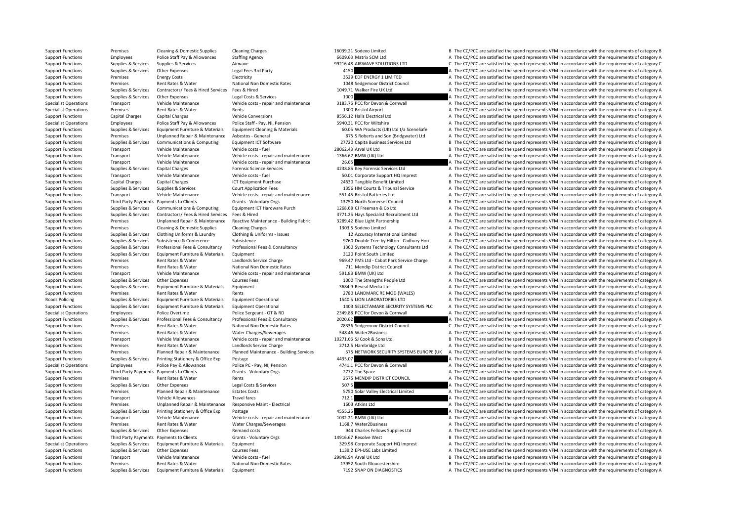| | | | | | | | |
|---|---|---|---|---|---|---|---|
| Support Functions | Premises | Cleaning & Domestic Supplies | Cleaning Charges | 16039.21 | Sodexo Limited | B | The CC/PCC are satisfied the spend represents VFM in accordance with the requirements of category B |
| Support Functions | Employees | Police Staff Pay & Allowances | Staffing Agency | 6609.63 | Matrix SCM Ltd | A | The CC/PCC are satisfied the spend represents VFM in accordance with the requirements of category A |
| Support Functions | Supplies & Services | Supplies & Services | Airwave | 99216.48 | AIRWAVE SOLUTIONS LTD | C | The CC/PCC are satisfied the spend represents VFM in accordance with the requirements of category C |
| Support Functions | Supplies & Services | Other Expenses | Legal Fees 3rd Party | 4150 | | A | The CC/PCC are satisfied the spend represents VFM in accordance with the requirements of category A |
| Support Functions | Premises | Energy Costs | Electricity | 3529 | EDF ENERGY 1 LIMITED | A | The CC/PCC are satisfied the spend represents VFM in accordance with the requirements of category A |
| Support Functions | Premises | Rent Rates & Water | National Non Domestic Rates | 1048 | Sedgemoor District Council | A | The CC/PCC are satisfied the spend represents VFM in accordance with the requirements of category A |
| Support Functions | Supplies & Services | Contractors/ Fees & Hired Services | Fees & Hired | 1049.71 | Walker Fire UK Ltd | A | The CC/PCC are satisfied the spend represents VFM in accordance with the requirements of category A |
| Support Functions | Supplies & Services | Other Expenses | Legal Costs & Services | 1000 | | A | The CC/PCC are satisfied the spend represents VFM in accordance with the requirements of category A |
| Specialist Operations | Transport | Vehicle Maintenance | Vehicle costs - repair and maintenance | 3183.76 | PCC for Devon & Cornwall | A | The CC/PCC are satisfied the spend represents VFM in accordance with the requirements of category A |
| Specialist Operations | Premises | Rent Rates & Water | Rents | 1300 | Bristol Airport | A | The CC/PCC are satisfied the spend represents VFM in accordance with the requirements of category A |
| Support Functions | Capital Charges | Capital Charges | Vehicle Conversions | 8556.12 | Halls Electrical Ltd | A | The CC/PCC are satisfied the spend represents VFM in accordance with the requirements of category A |
| Specialist Operations | Employees | Police Staff Pay & Allowances | Police Staff - Pay, NI, Pension | 5940.31 | PCC for Wiltshire | A | The CC/PCC are satisfied the spend represents VFM in accordance with the requirements of category A |
| Support Functions | Supplies & Services | Equipment Furniture & Materials | Equipment Cleaning & Materials | 60.05 | WA Products (UK) Ltd t/a SceneSafe | A | The CC/PCC are satisfied the spend represents VFM in accordance with the requirements of category A |
| Support Functions | Premises | Unplanned Repair & Maintenance | Asbestos - General | 875 | S Roberts and Son (Bridgwater) Ltd | A | The CC/PCC are satisfied the spend represents VFM in accordance with the requirements of category A |
| Support Functions | Supplies & Services | Communications & Computing | Equipment ICT Software | 27720 | Capita Business Services Ltd | B | The CC/PCC are satisfied the spend represents VFM in accordance with the requirements of category B |
| Support Functions | Transport | Vehicle Maintenance | Vehicle costs - fuel | 28062.43 | Arval UK Ltd | B | The CC/PCC are satisfied the spend represents VFM in accordance with the requirements of category B |
| Support Functions | Transport | Vehicle Maintenance | Vehicle costs - repair and maintenance | -1366.67 | BMW (UK) Ltd | A | The CC/PCC are satisfied the spend represents VFM in accordance with the requirements of category A |
| Support Functions | Transport | Vehicle Maintenance | Vehicle costs - repair and maintenance | 26.65 | | A | The CC/PCC are satisfied the spend represents VFM in accordance with the requirements of category A |
| Support Functions | Supplies & Services | Capital Charges | Forensic Science Services | 4238.85 | Key Forensic Services Ltd | A | The CC/PCC are satisfied the spend represents VFM in accordance with the requirements of category A |
| Support Functions | Transport | Vehicle Maintenance | Vehicle costs - fuel | 50.01 | Corporate Support HQ Imprest | A | The CC/PCC are satisfied the spend represents VFM in accordance with the requirements of category A |
| Support Functions | Capital Charges | Capital Charges | ICT Equipment Purchase | 24630 | Tangible Benefit Limited | B | The CC/PCC are satisfied the spend represents VFM in accordance with the requirements of category B |
| Support Functions | Supplies & Services | Supplies & Services | Court Application Fees | 1356 | HM Courts & Tribunal Service | A | The CC/PCC are satisfied the spend represents VFM in accordance with the requirements of category A |
| Support Functions | Transport | Vehicle Maintenance | Vehicle costs - repair and maintenance | 551.45 | Bristol Batteries Ltd | A | The CC/PCC are satisfied the spend represents VFM in accordance with the requirements of category A |
| Support Functions | Third Party Payments | Payments to Clients | Grants - Voluntary Orgs | 13750 | North Somerset Council | B | The CC/PCC are satisfied the spend represents VFM in accordance with the requirements of category B |
| Support Functions | Supplies & Services | Communications & Computing | Equipment ICT Hardware Purch | 1268.68 | CJ Freeman & Co Ltd | A | The CC/PCC are satisfied the spend represents VFM in accordance with the requirements of category A |
| Support Functions | Supplies & Services | Contractors/ Fees & Hired Services | Fees & Hired | 3771.25 | Hays Specialist Recruitment Ltd | A | The CC/PCC are satisfied the spend represents VFM in accordance with the requirements of category A |
| Support Functions | Premises | Unplanned Repair & Maintenance | Reactive Maintenance - Building Fabric | 3289.42 | Blue Light Partnership | A | The CC/PCC are satisfied the spend represents VFM in accordance with the requirements of category A |
| Support Functions | Premises | Cleaning & Domestic Supplies | Cleaning Charges | 1303.5 | Sodexo Limited | A | The CC/PCC are satisfied the spend represents VFM in accordance with the requirements of category A |
| Support Functions | Supplies & Services | Clothing Uniforms & Laundry | Clothing & Uniforms - Issues | 12 | Accuracy International Limited | A | The CC/PCC are satisfied the spend represents VFM in accordance with the requirements of category A |
| Support Functions | Supplies & Services | Subsistence & Conference | Subsistence | 9760 | Double Tree by Hilton - Cadbury Hou | A | The CC/PCC are satisfied the spend represents VFM in accordance with the requirements of category A |
| Support Functions | Supplies & Services | Professional Fees & Consultancy | Professional Fees & Consultancy | 1360 | Systems Technology Consultants Ltd | A | The CC/PCC are satisfied the spend represents VFM in accordance with the requirements of category A |
| Support Functions | Supplies & Services | Equipment Furniture & Materials | Equipment | 3120 | Point South Limited | A | The CC/PCC are satisfied the spend represents VFM in accordance with the requirements of category A |
| Support Functions | Premises | Rent Rates & Water | Landlords Service Charge | 969.47 | FMS Ltd - Cabot Park Service Charge | A | The CC/PCC are satisfied the spend represents VFM in accordance with the requirements of category A |
| Support Functions | Premises | Rent Rates & Water | National Non Domestic Rates | 711 | Mendip District Council | A | The CC/PCC are satisfied the spend represents VFM in accordance with the requirements of category A |
| Support Functions | Transport | Vehicle Maintenance | Vehicle costs - repair and maintenance | 591.83 | BMW (UK) Ltd | A | The CC/PCC are satisfied the spend represents VFM in accordance with the requirements of category A |
| Support Functions | Supplies & Services | Other Expenses | Courses Fees | 1000 | The Strengths People Ltd | A | The CC/PCC are satisfied the spend represents VFM in accordance with the requirements of category A |
| Support Functions | Supplies & Services | Equipment Furniture & Materials | Equipment | 3684.9 | Reveal Media Ltd | A | The CC/PCC are satisfied the spend represents VFM in accordance with the requirements of category A |
| Support Functions | Premises | Rent Rates & Water | Rents | 2780 | LANDMARC RE MOD (WALES) | A | The CC/PCC are satisfied the spend represents VFM in accordance with the requirements of category A |
| Roads Policing | Supplies & Services | Equipment Furniture & Materials | Equipment Operational | 1540.5 | LION LABORATORIES LTD | A | The CC/PCC are satisfied the spend represents VFM in accordance with the requirements of category A |
| Support Functions | Supplies & Services | Equipment Furniture & Materials | Equipment Operational | 1403 | SELECTAMARK SECURITY SYSTEMS PLC | A | The CC/PCC are satisfied the spend represents VFM in accordance with the requirements of category A |
| Specialist Operations | Employees | Police Overtime | Police Sergeant - OT & RD | 2349.88 | PCC for Devon & Cornwall | A | The CC/PCC are satisfied the spend represents VFM in accordance with the requirements of category A |
| Support Functions | Supplies & Services | Professional Fees & Consultancy | Professional Fees & Consultancy | 2020.62 | | A | The CC/PCC are satisfied the spend represents VFM in accordance with the requirements of category A |
| Support Functions | Premises | Rent Rates & Water | National Non Domestic Rates | 78336 | Sedgemoor District Council | C | The CC/PCC are satisfied the spend represents VFM in accordance with the requirements of category C |
| Support Functions | Premises | Rent Rates & Water | Water Charges/Sewerages | 548.46 | Water2Business | A | The CC/PCC are satisfied the spend represents VFM in accordance with the requirements of category A |
| Support Functions | Transport | Vehicle Maintenance | Vehicle costs - repair and maintenance | 10271.66 | SJ Cook & Sons Ltd | B | The CC/PCC are satisfied the spend represents VFM in accordance with the requirements of category B |
| Support Functions | Premises | Rent Rates & Water | Landlords Service Charge | 2712.5 | Hambridge Ltd | A | The CC/PCC are satisfied the spend represents VFM in accordance with the requirements of category A |
| Support Functions | Premises | Planned Repair & Maintenance | Planned Maintenance - Building Services | 575 | NETWORK SECURITY SYSTEMS EUROPE (UK | A | The CC/PCC are satisfied the spend represents VFM in accordance with the requirements of category A |
| Support Functions | Supplies & Services | Printing Stationery & Office Exp | Postage | 4435.07 | | A | The CC/PCC are satisfied the spend represents VFM in accordance with the requirements of category A |
| Specialist Operations | Employees | Police Pay & Allowances | Police PC - Pay, NI, Pension | 4741.1 | PCC for Devon & Cornwall | A | The CC/PCC are satisfied the spend represents VFM in accordance with the requirements of category A |
| Support Functions | Third Party Payments | Payments to Clients | Grants - Voluntary Orgs | 2772 | The Space | A | The CC/PCC are satisfied the spend represents VFM in accordance with the requirements of category A |
| Support Functions | Premises | Rent Rates & Water | Rents | 2575 | MENDIP DISTRICT COUNCIL | A | The CC/PCC are satisfied the spend represents VFM in accordance with the requirements of category A |
| Support Functions | Supplies & Services | Other Expenses | Legal Costs & Services | 507.5 | | A | The CC/PCC are satisfied the spend represents VFM in accordance with the requirements of category A |
| Support Functions | Premises | Planned Repair & Maintenance | Estates Costs | 5750 | Solar Valley Electrical Limited | A | The CC/PCC are satisfied the spend represents VFM in accordance with the requirements of category A |
| Support Functions | Transport | Vehicle Allowances | Travel fares | 712.1 | | A | The CC/PCC are satisfied the spend represents VFM in accordance with the requirements of category A |
| Support Functions | Premises | Unplanned Repair & Maintenance | Responsive Maint - Electrical | 1603 | Atkins Ltd | A | The CC/PCC are satisfied the spend represents VFM in accordance with the requirements of category A |
| Support Functions | Supplies & Services | Printing Stationery & Office Exp | Postage | 4555.25 | | A | The CC/PCC are satisfied the spend represents VFM in accordance with the requirements of category A |
| Support Functions | Transport | Vehicle Maintenance | Vehicle costs - repair and maintenance | 1032.21 | BMW (UK) Ltd | A | The CC/PCC are satisfied the spend represents VFM in accordance with the requirements of category A |
| Support Functions | Premises | Rent Rates & Water | Water Charges/Sewerages | 1168.7 | Water2Business | A | The CC/PCC are satisfied the spend represents VFM in accordance with the requirements of category A |
| Support Functions | Supplies & Services | Other Expenses | Remand costs | 944 | Charles Fellows Supplies Ltd | A | The CC/PCC are satisfied the spend represents VFM in accordance with the requirements of category A |
| Support Functions | Third Party Payments | Payments to Clients | Grants - Voluntary Orgs | 14916.67 | Resolve West | B | The CC/PCC are satisfied the spend represents VFM in accordance with the requirements of category B |
| Specialist Operations | Supplies & Services | Equipment Furniture & Materials | Equipment | 329.98 | Corporate Support HQ Imprest | A | The CC/PCC are satisfied the spend represents VFM in accordance with the requirements of category A |
| Support Functions | Supplies & Services | Other Expenses | Courses Fees | 1139.2 | EPI-USE Labs Limited | A | The CC/PCC are satisfied the spend represents VFM in accordance with the requirements of category A |
| Support Functions | Transport | Vehicle Maintenance | Vehicle costs - fuel | 29848.94 | Arval UK Ltd | B | The CC/PCC are satisfied the spend represents VFM in accordance with the requirements of category B |
| Support Functions | Premises | Rent Rates & Water | National Non Domestic Rates | 13952 | South Gloucestershire | B | The CC/PCC are satisfied the spend represents VFM in accordance with the requirements of category B |
| Support Functions | Supplies & Services | Equipment Furniture & Materials | Equipment | 7192 | SNAP ON DIAGNOSTICS | A | The CC/PCC are satisfied the spend represents VFM in accordance with the requirements of category A |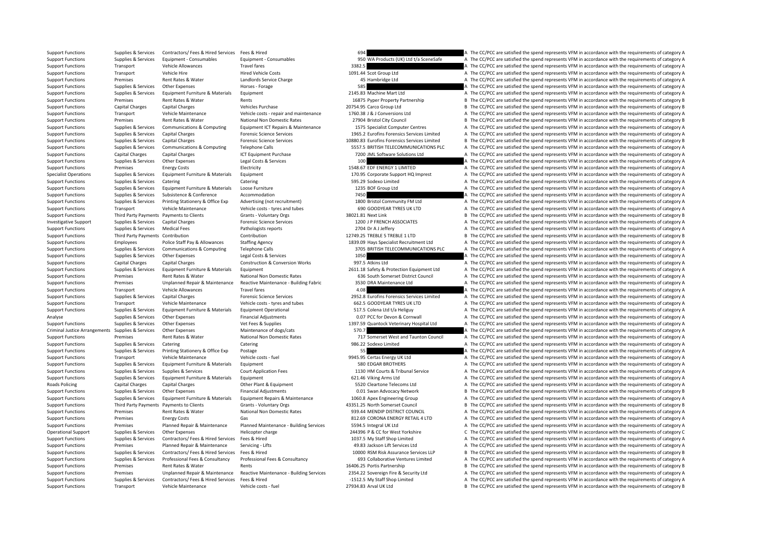| | | | | | | | |
|---|---|---|---|---|---|---|---|
| Support Functions | Supplies & Services | Contractors/ Fees & Hired Services | Fees & Hired | 694 | | A | The CC/PCC are satisfied the spend represents VFM in accordance with the requirements of category A |
| Support Functions | Supplies & Services | Equipment - Consumables | Equipment - Consumables | 950 | WA Products (UK) Ltd t/a SceneSafe | A | The CC/PCC are satisfied the spend represents VFM in accordance with the requirements of category A |
| Support Functions | Transport | Vehicle Allowances | Travel fares | 3382.5 | | A | The CC/PCC are satisfied the spend represents VFM in accordance with the requirements of category A |
| Support Functions | Transport | Vehicle Hire | Hired Vehicle Costs | 1091.44 | Scot Group Ltd | A | The CC/PCC are satisfied the spend represents VFM in accordance with the requirements of category A |
| Support Functions | Premises | Rent Rates & Water | Landlords Service Charge | 45 | Hambridge Ltd | A | The CC/PCC are satisfied the spend represents VFM in accordance with the requirements of category A |
| Support Functions | Supplies & Services | Other Expenses | Horses - Forage | 585 | | A | The CC/PCC are satisfied the spend represents VFM in accordance with the requirements of category A |
| Support Functions | Supplies & Services | Equipment Furniture & Materials | Equipment | 2145.83 | Machine Mart Ltd | A | The CC/PCC are satisfied the spend represents VFM in accordance with the requirements of category A |
| Support Functions | Premises | Rent Rates & Water | Rents | 16875 | Pyper Property Partnership | B | The CC/PCC are satisfied the spend represents VFM in accordance with the requirements of category B |
| Support Functions | Capital Charges | Capital Charges | Vehicles Purchase | 20754.95 | Carco Group Ltd | B | The CC/PCC are satisfied the spend represents VFM in accordance with the requirements of category B |
| Support Functions | Transport | Vehicle Maintenance | Vehicle costs - repair and maintenance | 1760.38 | J & J Conversions Ltd | A | The CC/PCC are satisfied the spend represents VFM in accordance with the requirements of category A |
| Support Functions | Premises | Rent Rates & Water | National Non Domestic Rates | 27904 | Bristol City Council | B | The CC/PCC are satisfied the spend represents VFM in accordance with the requirements of category B |
| Support Functions | Supplies & Services | Communications & Computing | Equipment ICT Repairs & Maintenance | 1575 | Specialist Computer Centres | A | The CC/PCC are satisfied the spend represents VFM in accordance with the requirements of category A |
| Support Functions | Supplies & Services | Capital Charges | Forensic Science Services | 1965.2 | Eurofins Forensics Services Limited | A | The CC/PCC are satisfied the spend represents VFM in accordance with the requirements of category A |
| Support Functions | Supplies & Services | Capital Charges | Forensic Science Services | 10880.83 | Eurofins Forensics Services Limited | B | The CC/PCC are satisfied the spend represents VFM in accordance with the requirements of category B |
| Support Functions | Supplies & Services | Communications & Computing | Telephone Calls | 5557.5 | BRITISH TELECOMMUNICATIONS PLC | A | The CC/PCC are satisfied the spend represents VFM in accordance with the requirements of category A |
| Support Functions | Capital Charges | Capital Charges | ICT Equipment Purchase | 7200 | JML Software Solutions Ltd | A | The CC/PCC are satisfied the spend represents VFM in accordance with the requirements of category A |
| Support Functions | Supplies & Services | Other Expenses | Legal Costs & Services | 100 | | A | The CC/PCC are satisfied the spend represents VFM in accordance with the requirements of category A |
| Support Functions | Premises | Energy Costs | Electricity | 1548.67 | EDF ENERGY 1 LIMITED | A | The CC/PCC are satisfied the spend represents VFM in accordance with the requirements of category A |
| Specialist Operations | Supplies & Services | Equipment Furniture & Materials | Equipment | 170.95 | Corporate Support HQ Imprest | A | The CC/PCC are satisfied the spend represents VFM in accordance with the requirements of category A |
| Support Functions | Supplies & Services | Catering | Catering | 595.29 | Sodexo Limited | A | The CC/PCC are satisfied the spend represents VFM in accordance with the requirements of category A |
| Support Functions | Supplies & Services | Equipment Furniture & Materials | Loose Furniture | 1235 | BOF Group Ltd | A | The CC/PCC are satisfied the spend represents VFM in accordance with the requirements of category A |
| Support Functions | Supplies & Services | Subsistence & Conference | Accommodation | 7450 | | A | The CC/PCC are satisfied the spend represents VFM in accordance with the requirements of category A |
| Support Functions | Supplies & Services | Printing Stationery & Office Exp | Advertising (not recruitment) | 1800 | Bristol Community FM Ltd | A | The CC/PCC are satisfied the spend represents VFM in accordance with the requirements of category A |
| Support Functions | Transport | Vehicle Maintenance | Vehicle costs - tyres and tubes | 690 | GOODYEAR TYRES UK LTD | A | The CC/PCC are satisfied the spend represents VFM in accordance with the requirements of category A |
| Support Functions | Third Party Payments | Payments to Clients | Grants - Voluntary Orgs | 38021.81 | Next Link | B | The CC/PCC are satisfied the spend represents VFM in accordance with the requirements of category B |
| Investigative Support | Supplies & Services | Capital Charges | Forensic Science Services | 1200 | J P FRENCH ASSOCIATES | A | The CC/PCC are satisfied the spend represents VFM in accordance with the requirements of category A |
| Support Functions | Supplies & Services | Medical Fees | Pathologists reports | 2704 | Dr A J Jeffery | A | The CC/PCC are satisfied the spend represents VFM in accordance with the requirements of category A |
| Support Functions | Third Party Payments | Contribution | Contribution | 12749.25 | TREBLE 5 TREBLE 1 LTD | B | The CC/PCC are satisfied the spend represents VFM in accordance with the requirements of category B |
| Support Functions | Employees | Police Staff Pay & Allowances | Staffing Agency | 1839.09 | Hays Specialist Recruitment Ltd | A | The CC/PCC are satisfied the spend represents VFM in accordance with the requirements of category A |
| Support Functions | Supplies & Services | Communications & Computing | Telephone Calls | 3705 | BRITISH TELECOMMUNICATIONS PLC | A | The CC/PCC are satisfied the spend represents VFM in accordance with the requirements of category A |
| Support Functions | Supplies & Services | Other Expenses | Legal Costs & Services | 1050 | | A | The CC/PCC are satisfied the spend represents VFM in accordance with the requirements of category A |
| Support Functions | Capital Charges | Capital Charges | Construction & Conversion Works | 997.5 | Atkins Ltd | A | The CC/PCC are satisfied the spend represents VFM in accordance with the requirements of category A |
| Support Functions | Supplies & Services | Equipment Furniture & Materials | Equipment | 2611.18 | Safety & Protection Equipment Ltd | A | The CC/PCC are satisfied the spend represents VFM in accordance with the requirements of category A |
| Support Functions | Premises | Rent Rates & Water | National Non Domestic Rates | 636 | South Somerset District Council | A | The CC/PCC are satisfied the spend represents VFM in accordance with the requirements of category A |
| Support Functions | Premises | Unplanned Repair & Maintenance | Reactive Maintenance - Building Fabric | 3530 | DRA Maintenance Ltd | A | The CC/PCC are satisfied the spend represents VFM in accordance with the requirements of category A |
| Support Functions | Transport | Vehicle Allowances | Travel fares | 4.08 | | A | The CC/PCC are satisfied the spend represents VFM in accordance with the requirements of category A |
| Support Functions | Supplies & Services | Capital Charges | Forensic Science Services | 2952.8 | Eurofins Forensics Services Limited | A | The CC/PCC are satisfied the spend represents VFM in accordance with the requirements of category A |
| Support Functions | Transport | Vehicle Maintenance | Vehicle costs - tyres and tubes | 662.5 | GOODYEAR TYRES UK LTD | A | The CC/PCC are satisfied the spend represents VFM in accordance with the requirements of category A |
| Support Functions | Supplies & Services | Equipment Furniture & Materials | Equipment Operational | 517.5 | Colena Ltd t/a Heliguy | A | The CC/PCC are satisfied the spend represents VFM in accordance with the requirements of category A |
| Analyse | Supplies & Services | Other Expenses | Financial Adjustments | 0.07 | PCC for Devon & Cornwall | A | The CC/PCC are satisfied the spend represents VFM in accordance with the requirements of category A |
| Support Functions | Supplies & Services | Other Expenses | Vet Fees & Supplies | 1397.59 | Quantock Veterinary Hospital Ltd | A | The CC/PCC are satisfied the spend represents VFM in accordance with the requirements of category A |
| Criminal Justice Arrangements | Supplies & Services | Other Expenses | Maintenance of dogs/cats | 570.7 | | A | The CC/PCC are satisfied the spend represents VFM in accordance with the requirements of category A |
| Support Functions | Premises | Rent Rates & Water | National Non Domestic Rates | 717 | Somerset West and Taunton Council | A | The CC/PCC are satisfied the spend represents VFM in accordance with the requirements of category A |
| Support Functions | Supplies & Services | Catering | Catering | 986.22 | Sodexo Limited | A | The CC/PCC are satisfied the spend represents VFM in accordance with the requirements of category A |
| Support Functions | Supplies & Services | Printing Stationery & Office Exp | Postage | 55 | | A | The CC/PCC are satisfied the spend represents VFM in accordance with the requirements of category A |
| Support Functions | Transport | Vehicle Maintenance | Vehicle costs - fuel | 9945.95 | Certas Energy UK Ltd | A | The CC/PCC are satisfied the spend represents VFM in accordance with the requirements of category A |
| Support Functions | Supplies & Services | Equipment Furniture & Materials | Equipment | 580 | EDGAR BROTHERS | A | The CC/PCC are satisfied the spend represents VFM in accordance with the requirements of category A |
| Support Functions | Supplies & Services | Supplies & Services | Court Application Fees | 1130 | HM Courts & Tribunal Service | A | The CC/PCC are satisfied the spend represents VFM in accordance with the requirements of category A |
| Support Functions | Supplies & Services | Equipment Furniture & Materials | Equipment | 621.46 | Viking Arms Ltd | A | The CC/PCC are satisfied the spend represents VFM in accordance with the requirements of category A |
| Roads Policing | Capital Charges | Capital Charges | Other Plant & Equipment | 5520 | Cleartone Telecoms Ltd | A | The CC/PCC are satisfied the spend represents VFM in accordance with the requirements of category A |
| Support Functions | Supplies & Services | Other Expenses | Financial Adjustments | 0.01 | Swan Advocacy Network | B | The CC/PCC are satisfied the spend represents VFM in accordance with the requirements of category B |
| Support Functions | Supplies & Services | Equipment Furniture & Materials | Equipment Repairs & Maintenance | 1060.8 | Apex Engineering Group | A | The CC/PCC are satisfied the spend represents VFM in accordance with the requirements of category A |
| Support Functions | Third Party Payments | Payments to Clients | Grants - Voluntary Orgs | 43351.25 | North Somerset Council | B | The CC/PCC are satisfied the spend represents VFM in accordance with the requirements of category B |
| Support Functions | Premises | Rent Rates & Water | National Non Domestic Rates | 939.44 | MENDIP DISTRICT COUNCIL | A | The CC/PCC are satisfied the spend represents VFM in accordance with the requirements of category A |
| Support Functions | Premises | Energy Costs | Gas | 812.69 | CORONA ENERGY RETAIL 4 LTD | A | The CC/PCC are satisfied the spend represents VFM in accordance with the requirements of category A |
| Support Functions | Premises | Planned Repair & Maintenance | Planned Maintenance - Building Services | 5594.5 | Integral UK Ltd | A | The CC/PCC are satisfied the spend represents VFM in accordance with the requirements of category A |
| Operational Support | Supplies & Services | Other Expenses | Helicopter charge | 244396 | P & CC for West Yorkshire | C | The CC/PCC are satisfied the spend represents VFM in accordance with the requirements of category C |
| Support Functions | Supplies & Services | Contractors/ Fees & Hired Services | Fees & Hired | 1037.5 | My Staff Shop Limited | A | The CC/PCC are satisfied the spend represents VFM in accordance with the requirements of category A |
| Support Functions | Premises | Planned Repair & Maintenance | Servicing - Lifts | 49.83 | Jackson Lift Services Ltd | A | The CC/PCC are satisfied the spend represents VFM in accordance with the requirements of category A |
| Support Functions | Supplies & Services | Contractors/ Fees & Hired Services | Fees & Hired | 10000 | RSM Risk Assurance Services LLP | B | The CC/PCC are satisfied the spend represents VFM in accordance with the requirements of category B |
| Support Functions | Supplies & Services | Professional Fees & Consultancy | Professional Fees & Consultancy | 693 | Collaborative Ventures Limited | A | The CC/PCC are satisfied the spend represents VFM in accordance with the requirements of category A |
| Support Functions | Premises | Rent Rates & Water | Rents | 16406.25 | Portis Partnership | B | The CC/PCC are satisfied the spend represents VFM in accordance with the requirements of category B |
| Support Functions | Premises | Unplanned Repair & Maintenance | Reactive Maintenance - Building Services | 2354.22 | Sovereign Fire & Security Ltd | A | The CC/PCC are satisfied the spend represents VFM in accordance with the requirements of category A |
| Support Functions | Supplies & Services | Contractors/ Fees & Hired Services | Fees & Hired | -1512.5 | My Staff Shop Limited | A | The CC/PCC are satisfied the spend represents VFM in accordance with the requirements of category A |
| Support Functions | Transport | Vehicle Maintenance | Vehicle costs - fuel | 27934.83 | Arval UK Ltd | B | The CC/PCC are satisfied the spend represents VFM in accordance with the requirements of category B |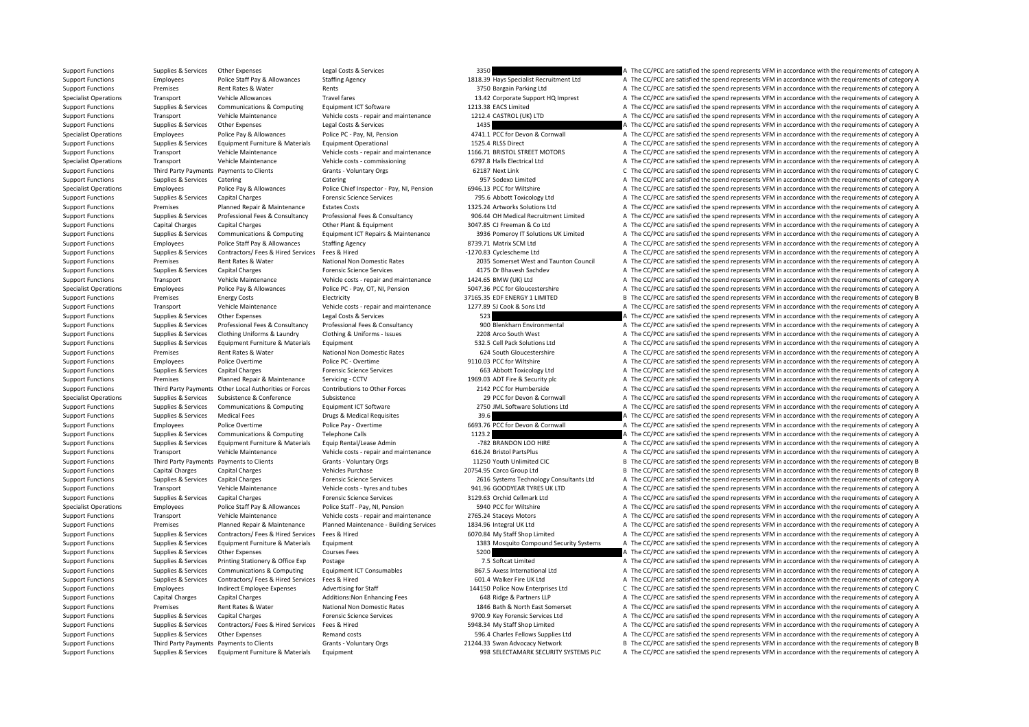| | | | | | | | |
|---|---|---|---|---|---|---|---|
| Support Functions | Supplies & Services | Other Expenses | Legal Costs & Services | 3350 | | A | The CC/PCC are satisfied the spend represents VFM in accordance with the requirements of category A |
| Support Functions | Employees | Police Staff Pay & Allowances | Staffing Agency | 1818.39 | Hays Specialist Recruitment Ltd | A | The CC/PCC are satisfied the spend represents VFM in accordance with the requirements of category A |
| Support Functions | Premises | Rent Rates & Water | Rents | 3750 | Bargain Parking Ltd | A | The CC/PCC are satisfied the spend represents VFM in accordance with the requirements of category A |
| Specialist Operations | Transport | Vehicle Allowances | Travel fares | 13.42 | Corporate Support HQ Imprest | A | The CC/PCC are satisfied the spend represents VFM in accordance with the requirements of category A |
| Support Functions | Supplies & Services | Communications & Computing | Equipment ICT Software | 1213.38 | EACS Limited | A | The CC/PCC are satisfied the spend represents VFM in accordance with the requirements of category A |
| Support Functions | Transport | Vehicle Maintenance | Vehicle costs - repair and maintenance | 1212.4 | CASTROL (UK) LTD | A | The CC/PCC are satisfied the spend represents VFM in accordance with the requirements of category A |
| Support Functions | Supplies & Services | Other Expenses | Legal Costs & Services | 1435 | | A | The CC/PCC are satisfied the spend represents VFM in accordance with the requirements of category A |
| Specialist Operations | Employees | Police Pay & Allowances | Police PC - Pay, NI, Pension | 4741.1 | PCC for Devon & Cornwall | A | The CC/PCC are satisfied the spend represents VFM in accordance with the requirements of category A |
| Support Functions | Supplies & Services | Equipment Furniture & Materials | Equipment Operational | 1525.4 | RLSS Direct | A | The CC/PCC are satisfied the spend represents VFM in accordance with the requirements of category A |
| Support Functions | Transport | Vehicle Maintenance | Vehicle costs - repair and maintenance | 1166.71 | BRISTOL STREET MOTORS | A | The CC/PCC are satisfied the spend represents VFM in accordance with the requirements of category A |
| Specialist Operations | Transport | Vehicle Maintenance | Vehicle costs - commissioning | 6797.8 | Halls Electrical Ltd | A | The CC/PCC are satisfied the spend represents VFM in accordance with the requirements of category A |
| Support Functions | Third Party Payments | Payments to Clients | Grants - Voluntary Orgs | 62187 | Next Link | C | The CC/PCC are satisfied the spend represents VFM in accordance with the requirements of category C |
| Support Functions | Supplies & Services | Catering | Catering | 957 | Sodexo Limited | A | The CC/PCC are satisfied the spend represents VFM in accordance with the requirements of category A |
| Specialist Operations | Employees | Police Pay & Allowances | Police Chief Inspector - Pay, NI, Pension | 6946.13 | PCC for Wiltshire | A | The CC/PCC are satisfied the spend represents VFM in accordance with the requirements of category A |
| Support Functions | Supplies & Services | Capital Charges | Forensic Science Services | 795.6 | Abbott Toxicology Ltd | A | The CC/PCC are satisfied the spend represents VFM in accordance with the requirements of category A |
| Support Functions | Premises | Planned Repair & Maintenance | Estates Costs | 1325.24 | Artworks Solutions Ltd | A | The CC/PCC are satisfied the spend represents VFM in accordance with the requirements of category A |
| Support Functions | Supplies & Services | Professional Fees & Consultancy | Professional Fees & Consultancy | 906.44 | OH Medical Recruitment Limited | A | The CC/PCC are satisfied the spend represents VFM in accordance with the requirements of category A |
| Support Functions | Capital Charges | Capital Charges | Other Plant & Equipment | 3047.85 | CJ Freeman & Co Ltd | A | The CC/PCC are satisfied the spend represents VFM in accordance with the requirements of category A |
| Support Functions | Supplies & Services | Communications & Computing | Equipment ICT Repairs & Maintenance | 3936 | Pomeroy IT Solutions UK Limited | A | The CC/PCC are satisfied the spend represents VFM in accordance with the requirements of category A |
| Support Functions | Employees | Police Staff Pay & Allowances | Staffing Agency | 8739.71 | Matrix SCM Ltd | A | The CC/PCC are satisfied the spend represents VFM in accordance with the requirements of category A |
| Support Functions | Supplies & Services | Contractors/ Fees & Hired Services | Fees & Hired | -1270.83 | Cyclescheme Ltd | A | The CC/PCC are satisfied the spend represents VFM in accordance with the requirements of category A |
| Support Functions | Premises | Rent Rates & Water | National Non Domestic Rates | 2035 | Somerset West and Taunton Council | A | The CC/PCC are satisfied the spend represents VFM in accordance with the requirements of category A |
| Support Functions | Supplies & Services | Capital Charges | Forensic Science Services | 4175 | Dr Bhavesh Sachdev | A | The CC/PCC are satisfied the spend represents VFM in accordance with the requirements of category A |
| Support Functions | Transport | Vehicle Maintenance | Vehicle costs - repair and maintenance | 1424.65 | BMW (UK) Ltd | A | The CC/PCC are satisfied the spend represents VFM in accordance with the requirements of category A |
| Specialist Operations | Employees | Police Pay & Allowances | Police PC - Pay, OT, NI, Pension | 5047.36 | PCC for Gloucestershire | A | The CC/PCC are satisfied the spend represents VFM in accordance with the requirements of category A |
| Support Functions | Premises | Energy Costs | Electricity | 37165.35 | EDF ENERGY 1 LIMITED | B | The CC/PCC are satisfied the spend represents VFM in accordance with the requirements of category B |
| Support Functions | Transport | Vehicle Maintenance | Vehicle costs - repair and maintenance | 1277.89 | SJ Cook & Sons Ltd | A | The CC/PCC are satisfied the spend represents VFM in accordance with the requirements of category A |
| Support Functions | Supplies & Services | Other Expenses | Legal Costs & Services | 523 | | A | The CC/PCC are satisfied the spend represents VFM in accordance with the requirements of category A |
| Support Functions | Supplies & Services | Professional Fees & Consultancy | Professional Fees & Consultancy | 900 | Blenkharn Environmental | A | The CC/PCC are satisfied the spend represents VFM in accordance with the requirements of category A |
| Support Functions | Supplies & Services | Clothing Uniforms & Laundry | Clothing & Uniforms - Issues | 2208 | Arco South West | A | The CC/PCC are satisfied the spend represents VFM in accordance with the requirements of category A |
| Support Functions | Supplies & Services | Equipment Furniture & Materials | Equipment | 532.5 | Cell Pack Solutions Ltd | A | The CC/PCC are satisfied the spend represents VFM in accordance with the requirements of category A |
| Support Functions | Premises | Rent Rates & Water | National Non Domestic Rates | 624 | South Gloucestershire | A | The CC/PCC are satisfied the spend represents VFM in accordance with the requirements of category A |
| Support Functions | Employees | Police Overtime | Police PC - Overtime | 9110.03 | PCC for Wiltshire | A | The CC/PCC are satisfied the spend represents VFM in accordance with the requirements of category A |
| Support Functions | Supplies & Services | Capital Charges | Forensic Science Services | 663 | Abbott Toxicology Ltd | A | The CC/PCC are satisfied the spend represents VFM in accordance with the requirements of category A |
| Support Functions | Premises | Planned Repair & Maintenance | Servicing - CCTV | 1969.03 | ADT Fire & Security plc | A | The CC/PCC are satisfied the spend represents VFM in accordance with the requirements of category A |
| Support Functions | Third Party Payments | Other Local Authorities or Forces | Contributions to Other Forces | 2142 | PCC for Humberside | A | The CC/PCC are satisfied the spend represents VFM in accordance with the requirements of category A |
| Specialist Operations | Supplies & Services | Subsistence & Conference | Subsistence | 29 | PCC for Devon & Cornwall | A | The CC/PCC are satisfied the spend represents VFM in accordance with the requirements of category A |
| Support Functions | Supplies & Services | Communications & Computing | Equipment ICT Software | 2750 | JML Software Solutions Ltd | A | The CC/PCC are satisfied the spend represents VFM in accordance with the requirements of category A |
| Support Functions | Supplies & Services | Medical Fees | Drugs & Medical Requisites | 39.6 | | A | The CC/PCC are satisfied the spend represents VFM in accordance with the requirements of category A |
| Support Functions | Employees | Police Overtime | Police Pay - Overtime | 6693.76 | PCC for Devon & Cornwall | A | The CC/PCC are satisfied the spend represents VFM in accordance with the requirements of category A |
| Support Functions | Supplies & Services | Communications & Computing | Telephone Calls | 1123.2 | | A | The CC/PCC are satisfied the spend represents VFM in accordance with the requirements of category A |
| Support Functions | Supplies & Services | Equipment Furniture & Materials | Equip Rental/Lease Admin | -782 | BRANDON LOO HIRE | A | The CC/PCC are satisfied the spend represents VFM in accordance with the requirements of category A |
| Support Functions | Transport | Vehicle Maintenance | Vehicle costs - repair and maintenance | 616.24 | Bristol PartsPlus | A | The CC/PCC are satisfied the spend represents VFM in accordance with the requirements of category A |
| Support Functions | Third Party Payments | Payments to Clients | Grants - Voluntary Orgs | 11250 | Youth Unlimited CIC | B | The CC/PCC are satisfied the spend represents VFM in accordance with the requirements of category B |
| Support Functions | Capital Charges | Capital Charges | Vehicles Purchase | 20754.95 | Carco Group Ltd | B | The CC/PCC are satisfied the spend represents VFM in accordance with the requirements of category B |
| Support Functions | Supplies & Services | Capital Charges | Forensic Science Services | 2616 | Systems Technology Consultants Ltd | A | The CC/PCC are satisfied the spend represents VFM in accordance with the requirements of category A |
| Support Functions | Transport | Vehicle Maintenance | Vehicle costs - tyres and tubes | 941.96 | GOODYEAR TYRES UK LTD | A | The CC/PCC are satisfied the spend represents VFM in accordance with the requirements of category A |
| Support Functions | Supplies & Services | Capital Charges | Forensic Science Services | 3129.63 | Orchid Cellmark Ltd | A | The CC/PCC are satisfied the spend represents VFM in accordance with the requirements of category A |
| Specialist Operations | Employees | Police Staff Pay & Allowances | Police Staff - Pay, NI, Pension | 5940 | PCC for Wiltshire | A | The CC/PCC are satisfied the spend represents VFM in accordance with the requirements of category A |
| Support Functions | Transport | Vehicle Maintenance | Vehicle costs - repair and maintenance | 2765.24 | Staceys Motors | A | The CC/PCC are satisfied the spend represents VFM in accordance with the requirements of category A |
| Support Functions | Premises | Planned Repair & Maintenance | Planned Maintenance - Building Services | 1834.96 | Integral UK Ltd | A | The CC/PCC are satisfied the spend represents VFM in accordance with the requirements of category A |
| Support Functions | Supplies & Services | Contractors/ Fees & Hired Services | Fees & Hired | 6070.84 | My Staff Shop Limited | A | The CC/PCC are satisfied the spend represents VFM in accordance with the requirements of category A |
| Support Functions | Supplies & Services | Equipment Furniture & Materials | Equipment | 1383 | Mosquito Compound Security Systems | A | The CC/PCC are satisfied the spend represents VFM in accordance with the requirements of category A |
| Support Functions | Supplies & Services | Other Expenses | Courses Fees | 5200 | | A | The CC/PCC are satisfied the spend represents VFM in accordance with the requirements of category A |
| Support Functions | Supplies & Services | Printing Stationery & Office Exp | Postage | 7.5 | Softcat Limited | A | The CC/PCC are satisfied the spend represents VFM in accordance with the requirements of category A |
| Support Functions | Supplies & Services | Communications & Computing | Equipment ICT Consumables | 867.5 | Axess International Ltd | A | The CC/PCC are satisfied the spend represents VFM in accordance with the requirements of category A |
| Support Functions | Supplies & Services | Contractors/ Fees & Hired Services | Fees & Hired | 601.4 | Walker Fire UK Ltd | A | The CC/PCC are satisfied the spend represents VFM in accordance with the requirements of category A |
| Support Functions | Employees | Indirect Employee Expenses | Advertising for Staff | 144150 | Police Now Enterprises Ltd | C | The CC/PCC are satisfied the spend represents VFM in accordance with the requirements of category C |
| Support Functions | Capital Charges | Capital Charges | Additions:Non Enhancing Fees | 648 | Ridge & Partners LLP | A | The CC/PCC are satisfied the spend represents VFM in accordance with the requirements of category A |
| Support Functions | Premises | Rent Rates & Water | National Non Domestic Rates | 1846 | Bath & North East Somerset | A | The CC/PCC are satisfied the spend represents VFM in accordance with the requirements of category A |
| Support Functions | Supplies & Services | Capital Charges | Forensic Science Services | 9700.9 | Key Forensic Services Ltd | A | The CC/PCC are satisfied the spend represents VFM in accordance with the requirements of category A |
| Support Functions | Supplies & Services | Contractors/ Fees & Hired Services | Fees & Hired | 5948.34 | My Staff Shop Limited | A | The CC/PCC are satisfied the spend represents VFM in accordance with the requirements of category A |
| Support Functions | Supplies & Services | Other Expenses | Remand costs | 596.4 | Charles Fellows Supplies Ltd | A | The CC/PCC are satisfied the spend represents VFM in accordance with the requirements of category A |
| Support Functions | Third Party Payments | Payments to Clients | Grants - Voluntary Orgs | 21244.33 | Swan Advocacy Network | B | The CC/PCC are satisfied the spend represents VFM in accordance with the requirements of category B |
| Support Functions | Supplies & Services | Equipment Furniture & Materials | Equipment | 998 | SELECTAMARK SECURITY SYSTEMS PLC | A | The CC/PCC are satisfied the spend represents VFM in accordance with the requirements of category A |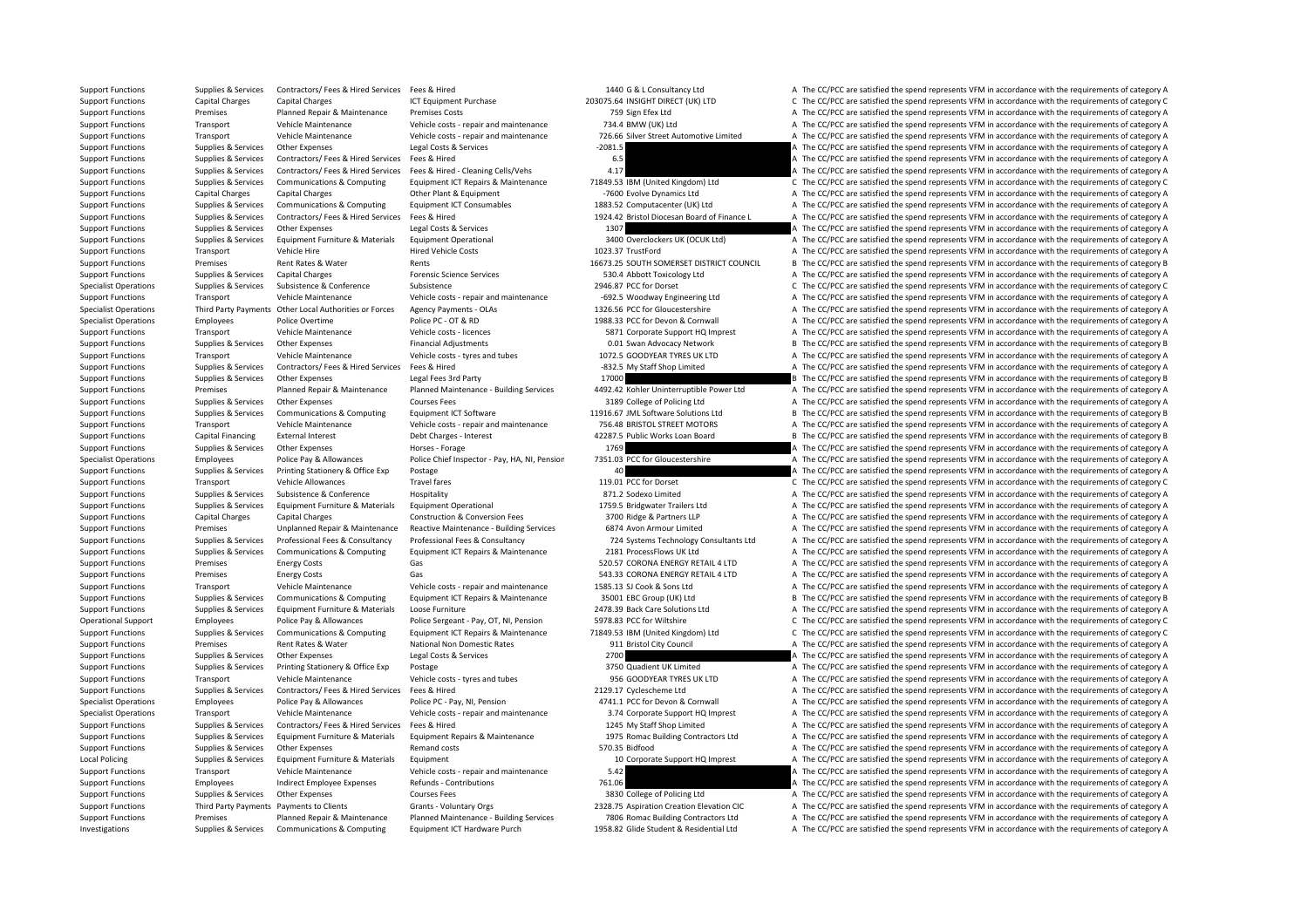| | | | | | | | |
|---|---|---|---|---|---|---|---|
| Support Functions | Supplies & Services | Contractors/ Fees & Hired Services | Fees & Hired | 1440 | G & L Consultancy Ltd | A | The CC/PCC are satisfied the spend represents VFM in accordance with the requirements of category A |
| Support Functions | Capital Charges | Capital Charges | ICT Equipment Purchase | 203075.64 | INSIGHT DIRECT (UK) LTD | C | The CC/PCC are satisfied the spend represents VFM in accordance with the requirements of category C |
| Support Functions | Premises | Planned Repair & Maintenance | Premises Costs | 759 | Sign Efex Ltd | A | The CC/PCC are satisfied the spend represents VFM in accordance with the requirements of category A |
| Support Functions | Transport | Vehicle Maintenance | Vehicle costs - repair and maintenance | 734.4 | BMW (UK) Ltd | A | The CC/PCC are satisfied the spend represents VFM in accordance with the requirements of category A |
| Support Functions | Transport | Vehicle Maintenance | Vehicle costs - repair and maintenance | 726.66 | Silver Street Automotive Limited | A | The CC/PCC are satisfied the spend represents VFM in accordance with the requirements of category A |
| Support Functions | Supplies & Services | Other Expenses | Legal Costs & Services | -2081.5 | | A | The CC/PCC are satisfied the spend represents VFM in accordance with the requirements of category A |
| Support Functions | Supplies & Services | Contractors/ Fees & Hired Services | Fees & Hired | 6.5 | | A | The CC/PCC are satisfied the spend represents VFM in accordance with the requirements of category A |
| Support Functions | Supplies & Services | Contractors/ Fees & Hired Services | Fees & Hired - Cleaning Cells/Vehs | 4.17 | | A | The CC/PCC are satisfied the spend represents VFM in accordance with the requirements of category A |
| Support Functions | Supplies & Services | Communications & Computing | Equipment ICT Repairs & Maintenance | 71849.53 | IBM (United Kingdom) Ltd | C | The CC/PCC are satisfied the spend represents VFM in accordance with the requirements of category C |
| Support Functions | Capital Charges | Capital Charges | Other Plant & Equipment | -7600 | Evolve Dynamics Ltd | A | The CC/PCC are satisfied the spend represents VFM in accordance with the requirements of category A |
| Support Functions | Supplies & Services | Communications & Computing | Equipment ICT Consumables | 1883.52 | Computacenter (UK) Ltd | A | The CC/PCC are satisfied the spend represents VFM in accordance with the requirements of category A |
| Support Functions | Supplies & Services | Contractors/ Fees & Hired Services | Fees & Hired | 1924.42 | Bristol Diocesan Board of Finance L | A | The CC/PCC are satisfied the spend represents VFM in accordance with the requirements of category A |
| Support Functions | Supplies & Services | Other Expenses | Legal Costs & Services | 1307 | | A | The CC/PCC are satisfied the spend represents VFM in accordance with the requirements of category A |
| Support Functions | Supplies & Services | Equipment Furniture & Materials | Equipment Operational | 3400 | Overclockers UK (OCUK Ltd) | A | The CC/PCC are satisfied the spend represents VFM in accordance with the requirements of category A |
| Support Functions | Transport | Vehicle Hire | Hired Vehicle Costs | 1023.37 | TrustFord | A | The CC/PCC are satisfied the spend represents VFM in accordance with the requirements of category A |
| Support Functions | Premises | Rent Rates & Water | Rents | 16673.25 | SOUTH SOMERSET DISTRICT COUNCIL | B | The CC/PCC are satisfied the spend represents VFM in accordance with the requirements of category B |
| Support Functions | Supplies & Services | Capital Charges | Forensic Science Services | 530.4 | Abbott Toxicology Ltd | A | The CC/PCC are satisfied the spend represents VFM in accordance with the requirements of category A |
| Specialist Operations | Supplies & Services | Subsistence & Conference | Subsistence | 2946.87 | PCC for Dorset | C | The CC/PCC are satisfied the spend represents VFM in accordance with the requirements of category C |
| Support Functions | Transport | Vehicle Maintenance | Vehicle costs - repair and maintenance | -692.5 | Woodway Engineering Ltd | A | The CC/PCC are satisfied the spend represents VFM in accordance with the requirements of category A |
| Specialist Operations | Third Party Payments | Other Local Authorities or Forces | Agency Payments - OLAs | 1326.56 | PCC for Gloucestershire | A | The CC/PCC are satisfied the spend represents VFM in accordance with the requirements of category A |
| Specialist Operations | Employees | Police Overtime | Police PC - OT & RD | 1988.33 | PCC for Devon & Cornwall | A | The CC/PCC are satisfied the spend represents VFM in accordance with the requirements of category A |
| Support Functions | Transport | Vehicle Maintenance | Vehicle costs - licences | 5871 | Corporate Support HQ Imprest | A | The CC/PCC are satisfied the spend represents VFM in accordance with the requirements of category A |
| Support Functions | Supplies & Services | Other Expenses | Financial Adjustments | 0.01 | Swan Advocacy Network | B | The CC/PCC are satisfied the spend represents VFM in accordance with the requirements of category B |
| Support Functions | Transport | Vehicle Maintenance | Vehicle costs - tyres and tubes | 1072.5 | GOODYEAR TYRES UK LTD | A | The CC/PCC are satisfied the spend represents VFM in accordance with the requirements of category A |
| Support Functions | Supplies & Services | Contractors/ Fees & Hired Services | Fees & Hired | -832.5 | My Staff Shop Limited | A | The CC/PCC are satisfied the spend represents VFM in accordance with the requirements of category A |
| Support Functions | Supplies & Services | Other Expenses | Legal Fees 3rd Party | 17000 | | B | The CC/PCC are satisfied the spend represents VFM in accordance with the requirements of category B |
| Support Functions | Premises | Planned Repair & Maintenance | Planned Maintenance - Building Services | 4492.42 | Kohler Uninterruptible Power Ltd | A | The CC/PCC are satisfied the spend represents VFM in accordance with the requirements of category A |
| Support Functions | Supplies & Services | Other Expenses | Courses Fees | 3189 | College of Policing Ltd | A | The CC/PCC are satisfied the spend represents VFM in accordance with the requirements of category A |
| Support Functions | Supplies & Services | Communications & Computing | Equipment ICT Software | 11916.67 | JML Software Solutions Ltd | B | The CC/PCC are satisfied the spend represents VFM in accordance with the requirements of category B |
| Support Functions | Transport | Vehicle Maintenance | Vehicle costs - repair and maintenance | 756.48 | BRISTOL STREET MOTORS | A | The CC/PCC are satisfied the spend represents VFM in accordance with the requirements of category A |
| Support Functions | Capital Financing | External Interest | Debt Charges - Interest | 42287.5 | Public Works Loan Board | B | The CC/PCC are satisfied the spend represents VFM in accordance with the requirements of category B |
| Support Functions | Supplies & Services | Other Expenses | Horses - Forage | 1769 | | A | The CC/PCC are satisfied the spend represents VFM in accordance with the requirements of category A |
| Specialist Operations | Employees | Police Pay & Allowances | Police Chief Inspector - Pay, HA, NI, Pension | 7351.03 | PCC for Gloucestershire | A | The CC/PCC are satisfied the spend represents VFM in accordance with the requirements of category A |
| Support Functions | Supplies & Services | Printing Stationery & Office Exp | Postage | 40 | | A | The CC/PCC are satisfied the spend represents VFM in accordance with the requirements of category A |
| Support Functions | Transport | Vehicle Allowances | Travel fares | 119.01 | PCC for Dorset | C | The CC/PCC are satisfied the spend represents VFM in accordance with the requirements of category C |
| Support Functions | Supplies & Services | Subsistence & Conference | Hospitality | 871.2 | Sodexo Limited | A | The CC/PCC are satisfied the spend represents VFM in accordance with the requirements of category A |
| Support Functions | Supplies & Services | Equipment Furniture & Materials | Equipment Operational | 1759.5 | Bridgwater Trailers Ltd | A | The CC/PCC are satisfied the spend represents VFM in accordance with the requirements of category A |
| Support Functions | Capital Charges | Capital Charges | Construction & Conversion Fees | 3700 | Ridge & Partners LLP | A | The CC/PCC are satisfied the spend represents VFM in accordance with the requirements of category A |
| Support Functions | Premises | Unplanned Repair & Maintenance | Reactive Maintenance - Building Services | 6874 | Avon Armour Limited | A | The CC/PCC are satisfied the spend represents VFM in accordance with the requirements of category A |
| Support Functions | Supplies & Services | Professional Fees & Consultancy | Professional Fees & Consultancy | 724 | Systems Technology Consultants Ltd | A | The CC/PCC are satisfied the spend represents VFM in accordance with the requirements of category A |
| Support Functions | Supplies & Services | Communications & Computing | Equipment ICT Repairs & Maintenance | 2181 | ProcessFlows UK Ltd | A | The CC/PCC are satisfied the spend represents VFM in accordance with the requirements of category A |
| Support Functions | Premises | Energy Costs | Gas | 520.57 | CORONA ENERGY RETAIL 4 LTD | A | The CC/PCC are satisfied the spend represents VFM in accordance with the requirements of category A |
| Support Functions | Premises | Energy Costs | Gas | 543.33 | CORONA ENERGY RETAIL 4 LTD | A | The CC/PCC are satisfied the spend represents VFM in accordance with the requirements of category A |
| Support Functions | Transport | Vehicle Maintenance | Vehicle costs - repair and maintenance | 1585.13 | SJ Cook & Sons Ltd | A | The CC/PCC are satisfied the spend represents VFM in accordance with the requirements of category A |
| Support Functions | Supplies & Services | Communications & Computing | Equipment ICT Repairs & Maintenance | 35001 | EBC Group (UK) Ltd | B | The CC/PCC are satisfied the spend represents VFM in accordance with the requirements of category B |
| Support Functions | Supplies & Services | Equipment Furniture & Materials | Loose Furniture | 2478.39 | Back Care Solutions Ltd | A | The CC/PCC are satisfied the spend represents VFM in accordance with the requirements of category A |
| Operational Support | Employees | Police Pay & Allowances | Police Sergeant - Pay, OT, NI, Pension | 5978.83 | PCC for Wiltshire | C | The CC/PCC are satisfied the spend represents VFM in accordance with the requirements of category C |
| Support Functions | Supplies & Services | Communications & Computing | Equipment ICT Repairs & Maintenance | 71849.53 | IBM (United Kingdom) Ltd | C | The CC/PCC are satisfied the spend represents VFM in accordance with the requirements of category C |
| Support Functions | Premises | Rent Rates & Water | National Non Domestic Rates | 911 | Bristol City Council | A | The CC/PCC are satisfied the spend represents VFM in accordance with the requirements of category A |
| Support Functions | Supplies & Services | Other Expenses | Legal Costs & Services | 2700 | | A | The CC/PCC are satisfied the spend represents VFM in accordance with the requirements of category A |
| Support Functions | Supplies & Services | Printing Stationery & Office Exp | Postage | 3750 | Quadient UK Limited | A | The CC/PCC are satisfied the spend represents VFM in accordance with the requirements of category A |
| Support Functions | Transport | Vehicle Maintenance | Vehicle costs - tyres and tubes | 956 | GOODYEAR TYRES UK LTD | A | The CC/PCC are satisfied the spend represents VFM in accordance with the requirements of category A |
| Support Functions | Supplies & Services | Contractors/ Fees & Hired Services | Fees & Hired | 2129.17 | Cyclescheme Ltd | A | The CC/PCC are satisfied the spend represents VFM in accordance with the requirements of category A |
| Specialist Operations | Employees | Police Pay & Allowances | Police PC - Pay, NI, Pension | 4741.1 | PCC for Devon & Cornwall | A | The CC/PCC are satisfied the spend represents VFM in accordance with the requirements of category A |
| Specialist Operations | Transport | Vehicle Maintenance | Vehicle costs - repair and maintenance | 3.74 | Corporate Support HQ Imprest | A | The CC/PCC are satisfied the spend represents VFM in accordance with the requirements of category A |
| Support Functions | Supplies & Services | Contractors/ Fees & Hired Services | Fees & Hired | 1245 | My Staff Shop Limited | A | The CC/PCC are satisfied the spend represents VFM in accordance with the requirements of category A |
| Support Functions | Supplies & Services | Equipment Furniture & Materials | Equipment Repairs & Maintenance | 1975 | Romac Building Contractors Ltd | A | The CC/PCC are satisfied the spend represents VFM in accordance with the requirements of category A |
| Support Functions | Supplies & Services | Other Expenses | Remand costs | 570.35 | Bidfood | A | The CC/PCC are satisfied the spend represents VFM in accordance with the requirements of category A |
| Local Policing | Supplies & Services | Equipment Furniture & Materials | Equipment | 10 | Corporate Support HQ Imprest | A | The CC/PCC are satisfied the spend represents VFM in accordance with the requirements of category A |
| Support Functions | Transport | Vehicle Maintenance | Vehicle costs - repair and maintenance | 5.42 | | A | The CC/PCC are satisfied the spend represents VFM in accordance with the requirements of category A |
| Support Functions | Employees | Indirect Employee Expenses | Refunds - Contributions | 761.06 | | A | The CC/PCC are satisfied the spend represents VFM in accordance with the requirements of category A |
| Support Functions | Supplies & Services | Other Expenses | Courses Fees | 3830 | College of Policing Ltd | A | The CC/PCC are satisfied the spend represents VFM in accordance with the requirements of category A |
| Support Functions | Third Party Payments | Payments to Clients | Grants - Voluntary Orgs | 2328.75 | Aspiration Creation Elevation CIC | A | The CC/PCC are satisfied the spend represents VFM in accordance with the requirements of category A |
| Support Functions | Premises | Planned Repair & Maintenance | Planned Maintenance - Building Services | 7806 | Romac Building Contractors Ltd | A | The CC/PCC are satisfied the spend represents VFM in accordance with the requirements of category A |
| Investigations | Supplies & Services | Communications & Computing | Equipment ICT Hardware Purch | 1958.82 | Glide Student & Residential Ltd | A | The CC/PCC are satisfied the spend represents VFM in accordance with the requirements of category A |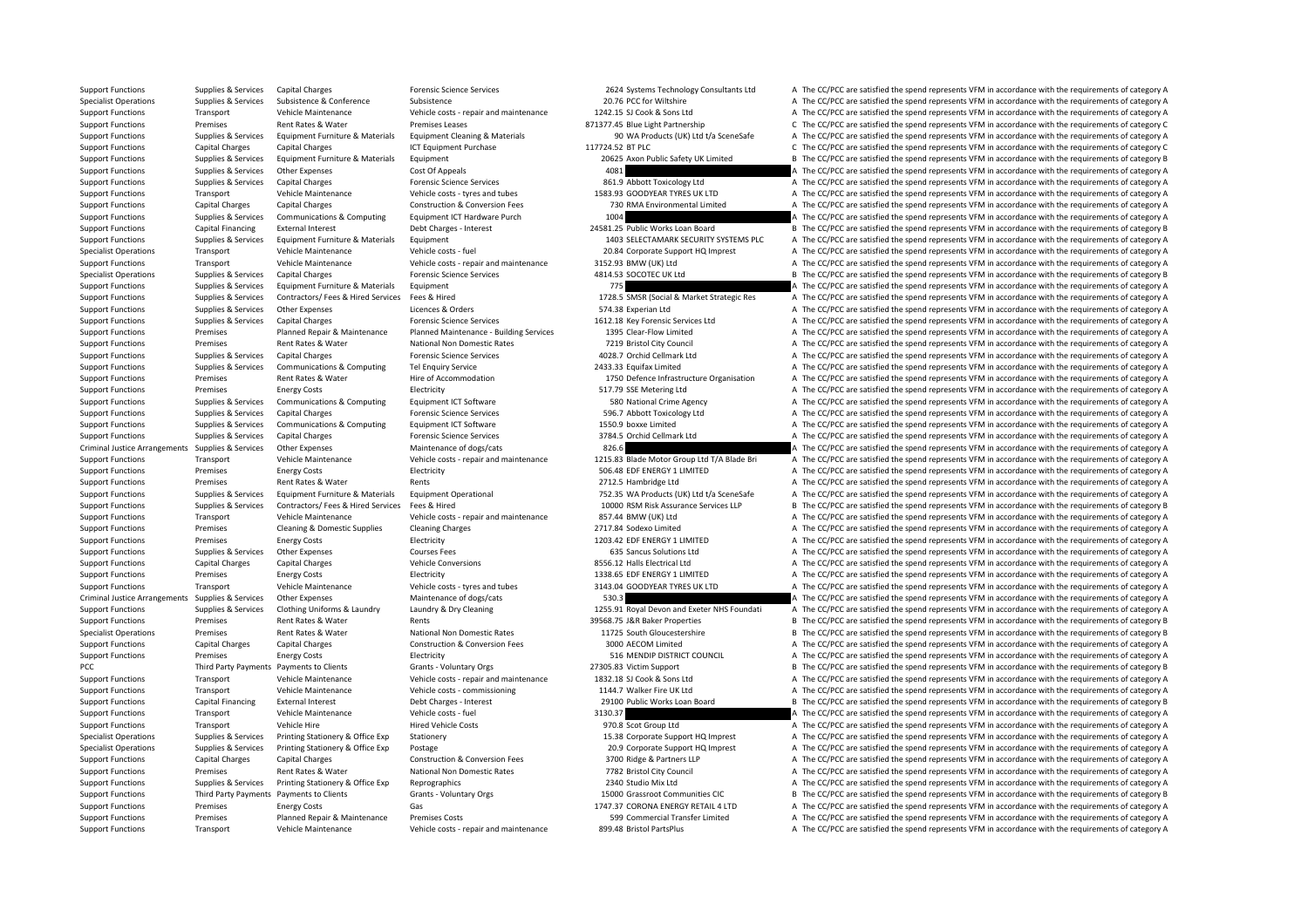| | | | | | | |
|---|---|---|---|---|---|---|
| Support Functions | Supplies & Services | Capital Charges | Forensic Science Services | 2624 | Systems Technology Consultants Ltd | A The CC/PCC are satisfied the spend represents VFM in accordance with the requirements of category A |
| Specialist Operations | Supplies & Services | Subsistence & Conference | Subsistence | 20.76 | PCC for Wiltshire | A The CC/PCC are satisfied the spend represents VFM in accordance with the requirements of category A |
| Support Functions | Transport | Vehicle Maintenance | Vehicle costs - repair and maintenance | 1242.15 | SJ Cook & Sons Ltd | A The CC/PCC are satisfied the spend represents VFM in accordance with the requirements of category A |
| Support Functions | Premises | Rent Rates & Water | Premises Leases | 871377.45 | Blue Light Partnership | C The CC/PCC are satisfied the spend represents VFM in accordance with the requirements of category C |
| Support Functions | Supplies & Services | Equipment Furniture & Materials | Equipment Cleaning & Materials | 90 | WA Products (UK) Ltd t/a SceneSafe | A The CC/PCC are satisfied the spend represents VFM in accordance with the requirements of category A |
| Support Functions | Capital Charges | Capital Charges | ICT Equipment Purchase | 117724.52 | BT PLC | C The CC/PCC are satisfied the spend represents VFM in accordance with the requirements of category C |
| Support Functions | Supplies & Services | Equipment Furniture & Materials | Equipment | 20625 | Axon Public Safety UK Limited | B The CC/PCC are satisfied the spend represents VFM in accordance with the requirements of category B |
| Support Functions | Supplies & Services | Other Expenses | Cost Of Appeals | 4081 | | A The CC/PCC are satisfied the spend represents VFM in accordance with the requirements of category A |
| Support Functions | Supplies & Services | Capital Charges | Forensic Science Services | 861.9 | Abbott Toxicology Ltd | A The CC/PCC are satisfied the spend represents VFM in accordance with the requirements of category A |
| Support Functions | Transport | Vehicle Maintenance | Vehicle costs - tyres and tubes | 1583.93 | GOODYEAR TYRES UK LTD | A The CC/PCC are satisfied the spend represents VFM in accordance with the requirements of category A |
| Support Functions | Capital Charges | Capital Charges | Construction & Conversion Fees | 730 | RMA Environmental Limited | A The CC/PCC are satisfied the spend represents VFM in accordance with the requirements of category A |
| Support Functions | Supplies & Services | Communications & Computing | Equipment ICT Hardware Purch | 1004 | | A The CC/PCC are satisfied the spend represents VFM in accordance with the requirements of category A |
| Support Functions | Capital Financing | External Interest | Debt Charges - Interest | 24581.25 | Public Works Loan Board | B The CC/PCC are satisfied the spend represents VFM in accordance with the requirements of category B |
| Support Functions | Supplies & Services | Equipment Furniture & Materials | Equipment | 1403 | SELECTAMARK SECURITY SYSTEMS PLC | A The CC/PCC are satisfied the spend represents VFM in accordance with the requirements of category A |
| Specialist Operations | Transport | Vehicle Maintenance | Vehicle costs - fuel | 20.84 | Corporate Support HQ Imprest | A The CC/PCC are satisfied the spend represents VFM in accordance with the requirements of category A |
| Support Functions | Transport | Vehicle Maintenance | Vehicle costs - repair and maintenance | 3152.93 | BMW (UK) Ltd | A The CC/PCC are satisfied the spend represents VFM in accordance with the requirements of category A |
| Specialist Operations | Supplies & Services | Capital Charges | Forensic Science Services | 4814.53 | SOCOTEC UK Ltd | B The CC/PCC are satisfied the spend represents VFM in accordance with the requirements of category B |
| Support Functions | Supplies & Services | Equipment Furniture & Materials | Equipment | 775 | | A The CC/PCC are satisfied the spend represents VFM in accordance with the requirements of category A |
| Support Functions | Supplies & Services | Contractors/ Fees & Hired Services | Fees & Hired | 1728.5 | SMSR (Social & Market Strategic Res | A The CC/PCC are satisfied the spend represents VFM in accordance with the requirements of category A |
| Support Functions | Supplies & Services | Other Expenses | Licences & Orders | 574.38 | Experian Ltd | A The CC/PCC are satisfied the spend represents VFM in accordance with the requirements of category A |
| Support Functions | Supplies & Services | Capital Charges | Forensic Science Services | 1612.18 | Key Forensic Services Ltd | A The CC/PCC are satisfied the spend represents VFM in accordance with the requirements of category A |
| Support Functions | Premises | Planned Repair & Maintenance | Planned Maintenance - Building Services | 1395 | Clear-Flow Limited | A The CC/PCC are satisfied the spend represents VFM in accordance with the requirements of category A |
| Support Functions | Premises | Rent Rates & Water | National Non Domestic Rates | 7219 | Bristol City Council | A The CC/PCC are satisfied the spend represents VFM in accordance with the requirements of category A |
| Support Functions | Supplies & Services | Capital Charges | Forensic Science Services | 4028.7 | Orchid Cellmark Ltd | A The CC/PCC are satisfied the spend represents VFM in accordance with the requirements of category A |
| Support Functions | Supplies & Services | Communications & Computing | Tel Enquiry Service | 2433.33 | Equifax Limited | A The CC/PCC are satisfied the spend represents VFM in accordance with the requirements of category A |
| Support Functions | Premises | Rent Rates & Water | Hire of Accommodation | 1750 | Defence Infrastructure Organisation | A The CC/PCC are satisfied the spend represents VFM in accordance with the requirements of category A |
| Support Functions | Premises | Energy Costs | Electricity | 517.79 | SSE Metering Ltd | A The CC/PCC are satisfied the spend represents VFM in accordance with the requirements of category A |
| Support Functions | Supplies & Services | Communications & Computing | Equipment ICT Software | 580 | National Crime Agency | A The CC/PCC are satisfied the spend represents VFM in accordance with the requirements of category A |
| Support Functions | Supplies & Services | Capital Charges | Forensic Science Services | 596.7 | Abbott Toxicology Ltd | A The CC/PCC are satisfied the spend represents VFM in accordance with the requirements of category A |
| Support Functions | Supplies & Services | Communications & Computing | Equipment ICT Software | 1550.9 | boxxe Limited | A The CC/PCC are satisfied the spend represents VFM in accordance with the requirements of category A |
| Support Functions | Supplies & Services | Capital Charges | Forensic Science Services | 3784.5 | Orchid Cellmark Ltd | A The CC/PCC are satisfied the spend represents VFM in accordance with the requirements of category A |
| Criminal Justice Arrangements | Supplies & Services | Other Expenses | Maintenance of dogs/cats | 826.6 | | A The CC/PCC are satisfied the spend represents VFM in accordance with the requirements of category A |
| Support Functions | Transport | Vehicle Maintenance | Vehicle costs - repair and maintenance | 1215.83 | Blade Motor Group Ltd T/A Blade Bri | A The CC/PCC are satisfied the spend represents VFM in accordance with the requirements of category A |
| Support Functions | Premises | Energy Costs | Electricity | 506.48 | EDF ENERGY 1 LIMITED | A The CC/PCC are satisfied the spend represents VFM in accordance with the requirements of category A |
| Support Functions | Premises | Rent Rates & Water | Rents | 2712.5 | Hambridge Ltd | A The CC/PCC are satisfied the spend represents VFM in accordance with the requirements of category A |
| Support Functions | Supplies & Services | Equipment Furniture & Materials | Equipment Operational | 752.35 | WA Products (UK) Ltd t/a SceneSafe | A The CC/PCC are satisfied the spend represents VFM in accordance with the requirements of category A |
| Support Functions | Supplies & Services | Contractors/ Fees & Hired Services | Fees & Hired | 10000 | RSM Risk Assurance Services LLP | B The CC/PCC are satisfied the spend represents VFM in accordance with the requirements of category B |
| Support Functions | Transport | Vehicle Maintenance | Vehicle costs - repair and maintenance | 857.44 | BMW (UK) Ltd | A The CC/PCC are satisfied the spend represents VFM in accordance with the requirements of category A |
| Support Functions | Premises | Cleaning & Domestic Supplies | Cleaning Charges | 2717.84 | Sodexo Limited | A The CC/PCC are satisfied the spend represents VFM in accordance with the requirements of category A |
| Support Functions | Premises | Energy Costs | Electricity | 1203.42 | EDF ENERGY 1 LIMITED | A The CC/PCC are satisfied the spend represents VFM in accordance with the requirements of category A |
| Support Functions | Supplies & Services | Other Expenses | Courses Fees | 635 | Sancus Solutions Ltd | A The CC/PCC are satisfied the spend represents VFM in accordance with the requirements of category A |
| Support Functions | Capital Charges | Capital Charges | Vehicle Conversions | 8556.12 | Halls Electrical Ltd | A The CC/PCC are satisfied the spend represents VFM in accordance with the requirements of category A |
| Support Functions | Premises | Energy Costs | Electricity | 1338.65 | EDF ENERGY 1 LIMITED | A The CC/PCC are satisfied the spend represents VFM in accordance with the requirements of category A |
| Support Functions | Transport | Vehicle Maintenance | Vehicle costs - tyres and tubes | 3143.04 | GOODYEAR TYRES UK LTD | A The CC/PCC are satisfied the spend represents VFM in accordance with the requirements of category A |
| Criminal Justice Arrangements | Supplies & Services | Other Expenses | Maintenance of dogs/cats | 530.3 | | A The CC/PCC are satisfied the spend represents VFM in accordance with the requirements of category A |
| Support Functions | Supplies & Services | Clothing Uniforms & Laundry | Laundry & Dry Cleaning | 1255.91 | Royal Devon and Exeter NHS Foundati | A The CC/PCC are satisfied the spend represents VFM in accordance with the requirements of category A |
| Support Functions | Premises | Rent Rates & Water | Rents | 39568.75 | J&R Baker Properties | B The CC/PCC are satisfied the spend represents VFM in accordance with the requirements of category B |
| Specialist Operations | Premises | Rent Rates & Water | National Non Domestic Rates | 11725 | South Gloucestershire | B The CC/PCC are satisfied the spend represents VFM in accordance with the requirements of category B |
| Support Functions | Capital Charges | Capital Charges | Construction & Conversion Fees | 3000 | AECOM Limited | A The CC/PCC are satisfied the spend represents VFM in accordance with the requirements of category A |
| Support Functions | Premises | Energy Costs | Electricity | 516 | MENDIP DISTRICT COUNCIL | A The CC/PCC are satisfied the spend represents VFM in accordance with the requirements of category A |
| PCC | Third Party Payments | Payments to Clients | Grants - Voluntary Orgs | 27305.83 | Victim Support | B The CC/PCC are satisfied the spend represents VFM in accordance with the requirements of category B |
| Support Functions | Transport | Vehicle Maintenance | Vehicle costs - repair and maintenance | 1832.18 | SJ Cook & Sons Ltd | A The CC/PCC are satisfied the spend represents VFM in accordance with the requirements of category A |
| Support Functions | Transport | Vehicle Maintenance | Vehicle costs - commissioning | 1144.7 | Walker Fire UK Ltd | A The CC/PCC are satisfied the spend represents VFM in accordance with the requirements of category A |
| Support Functions | Capital Financing | External Interest | Debt Charges - Interest | 29100 | Public Works Loan Board | B The CC/PCC are satisfied the spend represents VFM in accordance with the requirements of category B |
| Support Functions | Transport | Vehicle Maintenance | Vehicle costs - fuel | 3130.37 | | A The CC/PCC are satisfied the spend represents VFM in accordance with the requirements of category A |
| Support Functions | Transport | Vehicle Hire | Hired Vehicle Costs | 970.8 | Scot Group Ltd | A The CC/PCC are satisfied the spend represents VFM in accordance with the requirements of category A |
| Specialist Operations | Supplies & Services | Printing Stationery & Office Exp | Stationery | 15.38 | Corporate Support HQ Imprest | A The CC/PCC are satisfied the spend represents VFM in accordance with the requirements of category A |
| Specialist Operations | Supplies & Services | Printing Stationery & Office Exp | Postage | 20.9 | Corporate Support HQ Imprest | A The CC/PCC are satisfied the spend represents VFM in accordance with the requirements of category A |
| Support Functions | Capital Charges | Capital Charges | Construction & Conversion Fees | 3700 | Ridge & Partners LLP | A The CC/PCC are satisfied the spend represents VFM in accordance with the requirements of category A |
| Support Functions | Premises | Rent Rates & Water | National Non Domestic Rates | 7782 | Bristol City Council | A The CC/PCC are satisfied the spend represents VFM in accordance with the requirements of category A |
| Support Functions | Supplies & Services | Printing Stationery & Office Exp | Reprographics | 2340 | Studio Mix Ltd | A The CC/PCC are satisfied the spend represents VFM in accordance with the requirements of category A |
| Support Functions | Third Party Payments | Payments to Clients | Grants - Voluntary Orgs | 15000 | Grassroot Communities CIC | B The CC/PCC are satisfied the spend represents VFM in accordance with the requirements of category B |
| Support Functions | Premises | Energy Costs | Gas | 1747.37 | CORONA ENERGY RETAIL 4 LTD | A The CC/PCC are satisfied the spend represents VFM in accordance with the requirements of category A |
| Support Functions | Premises | Planned Repair & Maintenance | Premises Costs | 599 | Commercial Transfer Limited | A The CC/PCC are satisfied the spend represents VFM in accordance with the requirements of category A |
| Support Functions | Transport | Vehicle Maintenance | Vehicle costs - repair and maintenance | 899.48 | Bristol PartsPlus | A The CC/PCC are satisfied the spend represents VFM in accordance with the requirements of category A |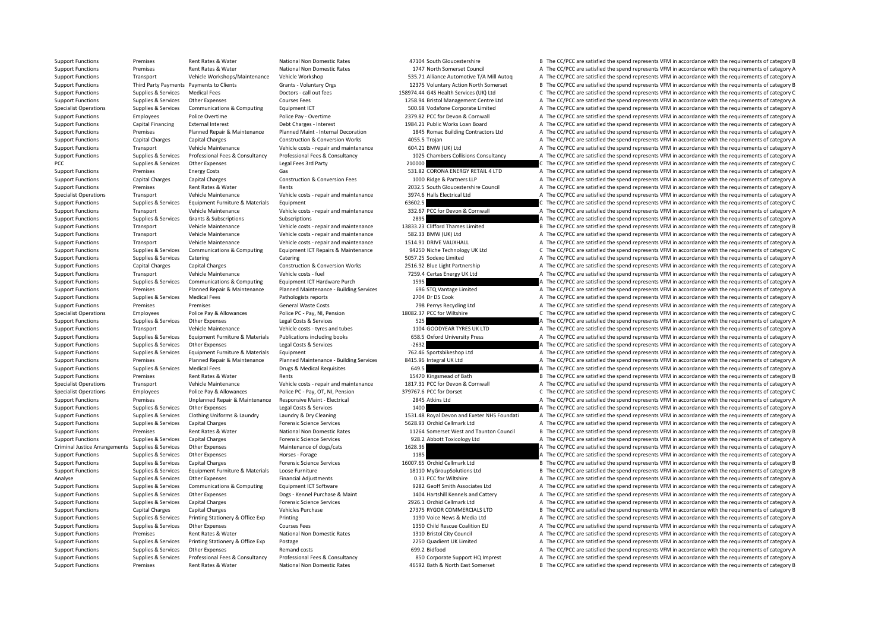| | | | | | | | |
|---|---|---|---|---|---|---|---|
| Support Functions | Premises | Rent Rates & Water | National Non Domestic Rates | 47104 | South Gloucestershire | B | The CC/PCC are satisfied the spend represents VFM in accordance with the requirements of category B |
| Support Functions | Premises | Rent Rates & Water | National Non Domestic Rates | 1747 | North Somerset Council | A | The CC/PCC are satisfied the spend represents VFM in accordance with the requirements of category A |
| Support Functions | Transport | Vehicle Workshops/Maintenance | Vehicle Workshop | 535.71 | Alliance Automotive T/A Mill Autoq | A | The CC/PCC are satisfied the spend represents VFM in accordance with the requirements of category A |
| Support Functions | Third Party Payments | Payments to Clients | Grants - Voluntary Orgs | 12375 | Voluntary Action North Somerset | B | The CC/PCC are satisfied the spend represents VFM in accordance with the requirements of category B |
| Support Functions | Supplies & Services | Medical Fees | Doctors - call out fees | 158974.44 | G4S Health Services (UK) Ltd | C | The CC/PCC are satisfied the spend represents VFM in accordance with the requirements of category C |
| Support Functions | Supplies & Services | Other Expenses | Courses Fees | 1258.94 | Bristol Management Centre Ltd | A | The CC/PCC are satisfied the spend represents VFM in accordance with the requirements of category A |
| Specialist Operations | Supplies & Services | Communications & Computing | Equipment ICT | 500.68 | Vodafone Corporate Limited | A | The CC/PCC are satisfied the spend represents VFM in accordance with the requirements of category A |
| Support Functions | Employees | Police Overtime | Police Pay - Overtime | 2379.82 | PCC for Devon & Cornwall | A | The CC/PCC are satisfied the spend represents VFM in accordance with the requirements of category A |
| Support Functions | Capital Financing | External Interest | Debt Charges - Interest | 1984.21 | Public Works Loan Board | A | The CC/PCC are satisfied the spend represents VFM in accordance with the requirements of category A |
| Support Functions | Premises | Planned Repair & Maintenance | Planned Maint - Internal Decoration | 1845 | Romac Building Contractors Ltd | A | The CC/PCC are satisfied the spend represents VFM in accordance with the requirements of category A |
| Support Functions | Capital Charges | Capital Charges | Construction & Conversion Works | 4055.5 | Trojan | A | The CC/PCC are satisfied the spend represents VFM in accordance with the requirements of category A |
| Support Functions | Transport | Vehicle Maintenance | Vehicle costs - repair and maintenance | 604.21 | BMW (UK) Ltd | A | The CC/PCC are satisfied the spend represents VFM in accordance with the requirements of category A |
| Support Functions | Supplies & Services | Professional Fees & Consultancy | Professional Fees & Consultancy | 1025 | Chambers Collisions Consultancy | A | The CC/PCC are satisfied the spend represents VFM in accordance with the requirements of category A |
| PCC | Supplies & Services | Other Expenses | Legal Fees 3rd Party | 210000 | | C | The CC/PCC are satisfied the spend represents VFM in accordance with the requirements of category C |
| Support Functions | Premises | Energy Costs | Gas | 531.82 | CORONA ENERGY RETAIL 4 LTD | A | The CC/PCC are satisfied the spend represents VFM in accordance with the requirements of category A |
| Support Functions | Capital Charges | Capital Charges | Construction & Conversion Fees | 1000 | Ridge & Partners LLP | A | The CC/PCC are satisfied the spend represents VFM in accordance with the requirements of category A |
| Support Functions | Premises | Rent Rates & Water | Rents | 2032.5 | South Gloucestershire Council | A | The CC/PCC are satisfied the spend represents VFM in accordance with the requirements of category A |
| Specialist Operations | Transport | Vehicle Maintenance | Vehicle costs - repair and maintenance | 3974.6 | Halls Electrical Ltd | A | The CC/PCC are satisfied the spend represents VFM in accordance with the requirements of category A |
| Support Functions | Supplies & Services | Equipment Furniture & Materials | Equipment | 63602.5 | | C | The CC/PCC are satisfied the spend represents VFM in accordance with the requirements of category C |
| Support Functions | Transport | Vehicle Maintenance | Vehicle costs - repair and maintenance | 332.67 | PCC for Devon & Cornwall | A | The CC/PCC are satisfied the spend represents VFM in accordance with the requirements of category A |
| Support Functions | Supplies & Services | Grants & Subscriptions | Subscriptions | 2895 | | A | The CC/PCC are satisfied the spend represents VFM in accordance with the requirements of category A |
| Support Functions | Transport | Vehicle Maintenance | Vehicle costs - repair and maintenance | 13833.23 | Clifford Thames Limited | B | The CC/PCC are satisfied the spend represents VFM in accordance with the requirements of category B |
| Support Functions | Transport | Vehicle Maintenance | Vehicle costs - repair and maintenance | 582.33 | BMW (UK) Ltd | A | The CC/PCC are satisfied the spend represents VFM in accordance with the requirements of category A |
| Support Functions | Transport | Vehicle Maintenance | Vehicle costs - repair and maintenance | 1514.91 | DRIVE VAUXHALL | A | The CC/PCC are satisfied the spend represents VFM in accordance with the requirements of category A |
| Support Functions | Supplies & Services | Communications & Computing | Equipment ICT Repairs & Maintenance | 94250 | Niche Technology UK Ltd | C | The CC/PCC are satisfied the spend represents VFM in accordance with the requirements of category C |
| Support Functions | Supplies & Services | Catering | Catering | 5057.25 | Sodexo Limited | A | The CC/PCC are satisfied the spend represents VFM in accordance with the requirements of category A |
| Support Functions | Capital Charges | Capital Charges | Construction & Conversion Works | 2516.92 | Blue Light Partnership | A | The CC/PCC are satisfied the spend represents VFM in accordance with the requirements of category A |
| Support Functions | Transport | Vehicle Maintenance | Vehicle costs - fuel | 7259.4 | Certas Energy UK Ltd | A | The CC/PCC are satisfied the spend represents VFM in accordance with the requirements of category A |
| Support Functions | Supplies & Services | Communications & Computing | Equipment ICT Hardware Purch | 1595 | | A | The CC/PCC are satisfied the spend represents VFM in accordance with the requirements of category A |
| Support Functions | Premises | Planned Repair & Maintenance | Planned Maintenance - Building Services | 696 | STQ Vantage Limited | A | The CC/PCC are satisfied the spend represents VFM in accordance with the requirements of category A |
| Support Functions | Supplies & Services | Medical Fees | Pathologists reports | 2704 | Dr DS Cook | A | The CC/PCC are satisfied the spend represents VFM in accordance with the requirements of category A |
| Support Functions | Premises | Premises | General Waste Costs | 798 | Perrys Recycling Ltd | A | The CC/PCC are satisfied the spend represents VFM in accordance with the requirements of category A |
| Specialist Operations | Employees | Police Pay & Allowances | Police PC - Pay, NI, Pension | 18082.37 | PCC for Wiltshire | C | The CC/PCC are satisfied the spend represents VFM in accordance with the requirements of category C |
| Support Functions | Supplies & Services | Other Expenses | Legal Costs & Services | 525 | | A | The CC/PCC are satisfied the spend represents VFM in accordance with the requirements of category A |
| Support Functions | Transport | Vehicle Maintenance | Vehicle costs - tyres and tubes | 1104 | GOODYEAR TYRES UK LTD | A | The CC/PCC are satisfied the spend represents VFM in accordance with the requirements of category A |
| Support Functions | Supplies & Services | Equipment Furniture & Materials | Publications including books | 658.5 | Oxford University Press | A | The CC/PCC are satisfied the spend represents VFM in accordance with the requirements of category A |
| Support Functions | Supplies & Services | Other Expenses | Legal Costs & Services | -2632 | | A | The CC/PCC are satisfied the spend represents VFM in accordance with the requirements of category A |
| Support Functions | Supplies & Services | Equipment Furniture & Materials | Equipment | 762.46 | Sportsbikeshop Ltd | A | The CC/PCC are satisfied the spend represents VFM in accordance with the requirements of category A |
| Support Functions | Premises | Planned Repair & Maintenance | Planned Maintenance - Building Services | 8415.96 | Integral UK Ltd | A | The CC/PCC are satisfied the spend represents VFM in accordance with the requirements of category A |
| Support Functions | Supplies & Services | Medical Fees | Drugs & Medical Requisites | 649.5 | | A | The CC/PCC are satisfied the spend represents VFM in accordance with the requirements of category A |
| Support Functions | Premises | Rent Rates & Water | Rents | 15470 | Kingsmead of Bath | B | The CC/PCC are satisfied the spend represents VFM in accordance with the requirements of category B |
| Specialist Operations | Transport | Vehicle Maintenance | Vehicle costs - repair and maintenance | 1817.31 | PCC for Devon & Cornwall | A | The CC/PCC are satisfied the spend represents VFM in accordance with the requirements of category A |
| Specialist Operations | Employees | Police Pay & Allowances | Police PC - Pay, OT, NI, Pension | 379767.6 | PCC for Dorset | C | The CC/PCC are satisfied the spend represents VFM in accordance with the requirements of category C |
| Support Functions | Premises | Unplanned Repair & Maintenance | Responsive Maint - Electrical | 2845 | Atkins Ltd | A | The CC/PCC are satisfied the spend represents VFM in accordance with the requirements of category A |
| Support Functions | Supplies & Services | Other Expenses | Legal Costs & Services | 1400 | | A | The CC/PCC are satisfied the spend represents VFM in accordance with the requirements of category A |
| Support Functions | Supplies & Services | Clothing Uniforms & Laundry | Laundry & Dry Cleaning | 1531.48 | Royal Devon and Exeter NHS Foundati | A | The CC/PCC are satisfied the spend represents VFM in accordance with the requirements of category A |
| Support Functions | Supplies & Services | Capital Charges | Forensic Science Services | 5628.93 | Orchid Cellmark Ltd | A | The CC/PCC are satisfied the spend represents VFM in accordance with the requirements of category A |
| Support Functions | Premises | Rent Rates & Water | National Non Domestic Rates | 11264 | Somerset West and Taunton Council | B | The CC/PCC are satisfied the spend represents VFM in accordance with the requirements of category B |
| Support Functions | Supplies & Services | Capital Charges | Forensic Science Services | 928.2 | Abbott Toxicology Ltd | A | The CC/PCC are satisfied the spend represents VFM in accordance with the requirements of category A |
| Criminal Justice Arrangements | Supplies & Services | Other Expenses | Maintenance of dogs/cats | 1628.36 | | A | The CC/PCC are satisfied the spend represents VFM in accordance with the requirements of category A |
| Support Functions | Supplies & Services | Other Expenses | Horses - Forage | 1185 | | A | The CC/PCC are satisfied the spend represents VFM in accordance with the requirements of category A |
| Support Functions | Supplies & Services | Capital Charges | Forensic Science Services | 16007.65 | Orchid Cellmark Ltd | B | The CC/PCC are satisfied the spend represents VFM in accordance with the requirements of category B |
| Support Functions | Supplies & Services | Equipment Furniture & Materials | Loose Furniture | 18110 | MyGroupSolutions Ltd | B | The CC/PCC are satisfied the spend represents VFM in accordance with the requirements of category B |
| Analyse | Supplies & Services | Other Expenses | Financial Adjustments | 0.31 | PCC for Wiltshire | A | The CC/PCC are satisfied the spend represents VFM in accordance with the requirements of category A |
| Support Functions | Supplies & Services | Communications & Computing | Equipment ICT Software | 9282 | Geoff Smith Associates Ltd | A | The CC/PCC are satisfied the spend represents VFM in accordance with the requirements of category A |
| Support Functions | Supplies & Services | Other Expenses | Dogs - Kennel Purchase & Maint | 1404 | Hartshill Kennels and Cattery | A | The CC/PCC are satisfied the spend represents VFM in accordance with the requirements of category A |
| Support Functions | Supplies & Services | Capital Charges | Forensic Science Services | 2926.1 | Orchid Cellmark Ltd | A | The CC/PCC are satisfied the spend represents VFM in accordance with the requirements of category A |
| Support Functions | Capital Charges | Capital Charges | Vehicles Purchase | 27375 | RYGOR COMMERCIALS LTD | B | The CC/PCC are satisfied the spend represents VFM in accordance with the requirements of category B |
| Support Functions | Supplies & Services | Printing Stationery & Office Exp | Printing | 1190 | Voice News & Media Ltd | A | The CC/PCC are satisfied the spend represents VFM in accordance with the requirements of category A |
| Support Functions | Supplies & Services | Other Expenses | Courses Fees | 1350 | Child Rescue Coalition EU | A | The CC/PCC are satisfied the spend represents VFM in accordance with the requirements of category A |
| Support Functions | Premises | Rent Rates & Water | National Non Domestic Rates | 1310 | Bristol City Council | A | The CC/PCC are satisfied the spend represents VFM in accordance with the requirements of category A |
| Support Functions | Supplies & Services | Printing Stationery & Office Exp | Postage | 2250 | Quadient UK Limited | A | The CC/PCC are satisfied the spend represents VFM in accordance with the requirements of category A |
| Support Functions | Supplies & Services | Other Expenses | Remand costs | 699.2 | Bidfood | A | The CC/PCC are satisfied the spend represents VFM in accordance with the requirements of category A |
| Support Functions | Supplies & Services | Professional Fees & Consultancy | Professional Fees & Consultancy | 850 | Corporate Support HQ Imprest | A | The CC/PCC are satisfied the spend represents VFM in accordance with the requirements of category A |
| Support Functions | Premises | Rent Rates & Water | National Non Domestic Rates | 46592 | Bath & North East Somerset | B | The CC/PCC are satisfied the spend represents VFM in accordance with the requirements of category B |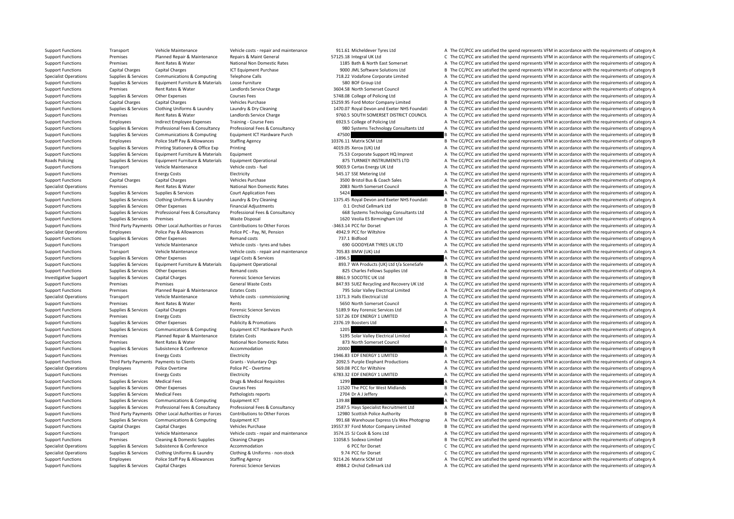| | | | | | | | |
|---|---|---|---|---|---|---|---|
| Support Functions | Transport | Vehicle Maintenance | Vehicle costs - repair and maintenance | 911.61 | Micheldever Tyres Ltd | A | The CC/PCC are satisfied the spend represents VFM in accordance with the requirements of category A |
| Support Functions | Premises | Planned Repair & Maintenance | Repairs & Maint General | 57125.18 | Integral UK Ltd | C | The CC/PCC are satisfied the spend represents VFM in accordance with the requirements of category C |
| Support Functions | Premises | Rent Rates & Water | National Non Domestic Rates | 1185 | Bath & North East Somerset | A | The CC/PCC are satisfied the spend represents VFM in accordance with the requirements of category A |
| Support Functions | Capital Charges | Capital Charges | ICT Equipment Purchase | 9000 | JML Software Solutions Ltd | B | The CC/PCC are satisfied the spend represents VFM in accordance with the requirements of category B |
| Specialist Operations | Supplies & Services | Communications & Computing | Telephone Calls | 718.22 | Vodafone Corporate Limited | A | The CC/PCC are satisfied the spend represents VFM in accordance with the requirements of category A |
| Support Functions | Supplies & Services | Equipment Furniture & Materials | Loose Furniture | 580 | BOF Group Ltd | A | The CC/PCC are satisfied the spend represents VFM in accordance with the requirements of category A |
| Support Functions | Premises | Rent Rates & Water | Landlords Service Charge | 3604.58 | North Somerset Council | A | The CC/PCC are satisfied the spend represents VFM in accordance with the requirements of category A |
| Support Functions | Supplies & Services | Other Expenses | Courses Fees | 5748.08 | College of Policing Ltd | A | The CC/PCC are satisfied the spend represents VFM in accordance with the requirements of category A |
| Support Functions | Capital Charges | Capital Charges | Vehicles Purchase | 15259.95 | Ford Motor Company Limited | B | The CC/PCC are satisfied the spend represents VFM in accordance with the requirements of category B |
| Support Functions | Supplies & Services | Clothing Uniforms & Laundry | Laundry & Dry Cleaning | 1470.07 | Royal Devon and Exeter NHS Foundati | A | The CC/PCC are satisfied the spend represents VFM in accordance with the requirements of category A |
| Support Functions | Premises | Rent Rates & Water | Landlords Service Charge | 9760.5 | SOUTH SOMERSET DISTRICT COUNCIL | A | The CC/PCC are satisfied the spend represents VFM in accordance with the requirements of category A |
| Support Functions | Employees | Indirect Employee Expenses | Training - Course Fees | 6923.5 | College of Policing Ltd | A | The CC/PCC are satisfied the spend represents VFM in accordance with the requirements of category A |
| Support Functions | Supplies & Services | Professional Fees & Consultancy | Professional Fees & Consultancy | 980 | Systems Technology Consultants Ltd | A | The CC/PCC are satisfied the spend represents VFM in accordance with the requirements of category A |
| Support Functions | Supplies & Services | Communications & Computing | Equipment ICT Hardware Purch | 47500 | | B | The CC/PCC are satisfied the spend represents VFM in accordance with the requirements of category B |
| Support Functions | Employees | Police Staff Pay & Allowances | Staffing Agency | 10376.11 | Matrix SCM Ltd | B | The CC/PCC are satisfied the spend represents VFM in accordance with the requirements of category B |
| Support Functions | Supplies & Services | Printing Stationery & Office Exp | Printing | 4019.05 | Xerox (UK) Ltd | A | The CC/PCC are satisfied the spend represents VFM in accordance with the requirements of category A |
| Support Functions | Supplies & Services | Equipment Furniture & Materials | Equipment | 75.53 | Corporate Support HQ Imprest | A | The CC/PCC are satisfied the spend represents VFM in accordance with the requirements of category A |
| Roads Policing | Supplies & Services | Equipment Furniture & Materials | Equipment Operational | 875 | TURNKEY INSTRUMENTS LTD | A | The CC/PCC are satisfied the spend represents VFM in accordance with the requirements of category A |
| Support Functions | Transport | Vehicle Maintenance | Vehicle costs - fuel | 9003.9 | Certas Energy UK Ltd | A | The CC/PCC are satisfied the spend represents VFM in accordance with the requirements of category A |
| Support Functions | Premises | Energy Costs | Electricity | 545.17 | SSE Metering Ltd | A | The CC/PCC are satisfied the spend represents VFM in accordance with the requirements of category A |
| Support Functions | Capital Charges | Capital Charges | Vehicles Purchase | 3500 | Bristol Bus & Coach Sales | A | The CC/PCC are satisfied the spend represents VFM in accordance with the requirements of category A |
| Specialist Operations | Premises | Rent Rates & Water | National Non Domestic Rates | 2083 | North Somerset Council | A | The CC/PCC are satisfied the spend represents VFM in accordance with the requirements of category A |
| Support Functions | Supplies & Services | Supplies & Services | Court Application Fees | 5424 | | A | The CC/PCC are satisfied the spend represents VFM in accordance with the requirements of category A |
| Support Functions | Supplies & Services | Clothing Uniforms & Laundry | Laundry & Dry Cleaning | 1375.45 | Royal Devon and Exeter NHS Foundati | A | The CC/PCC are satisfied the spend represents VFM in accordance with the requirements of category A |
| Support Functions | Supplies & Services | Other Expenses | Financial Adjustments | 0.1 | Orchid Cellmark Ltd | B | The CC/PCC are satisfied the spend represents VFM in accordance with the requirements of category B |
| Support Functions | Supplies & Services | Professional Fees & Consultancy | Professional Fees & Consultancy | 668 | Systems Technology Consultants Ltd | A | The CC/PCC are satisfied the spend represents VFM in accordance with the requirements of category A |
| Support Functions | Supplies & Services | Premises | Waste Disposal | 1620 | Veolia ES Birmingham Ltd | A | The CC/PCC are satisfied the spend represents VFM in accordance with the requirements of category A |
| Support Functions | Third Party Payments | Other Local Authorities or Forces | Contributions to Other Forces | -3463.14 | PCC for Dorset | A | The CC/PCC are satisfied the spend represents VFM in accordance with the requirements of category A |
| Specialist Operations | Employees | Police Pay & Allowances | Police PC - Pay, NI, Pension | 4942.9 | PCC for Wiltshire | A | The CC/PCC are satisfied the spend represents VFM in accordance with the requirements of category A |
| Support Functions | Supplies & Services | Other Expenses | Remand costs | 737.1 | Bidfood | A | The CC/PCC are satisfied the spend represents VFM in accordance with the requirements of category A |
| Support Functions | Transport | Vehicle Maintenance | Vehicle costs - tyres and tubes | 690 | GOODYEAR TYRES UK LTD | A | The CC/PCC are satisfied the spend represents VFM in accordance with the requirements of category A |
| Support Functions | Transport | Vehicle Maintenance | Vehicle costs - repair and maintenance | 705.83 | BMW (UK) Ltd | A | The CC/PCC are satisfied the spend represents VFM in accordance with the requirements of category A |
| Support Functions | Supplies & Services | Other Expenses | Legal Costs & Services | -1896.5 | | A | The CC/PCC are satisfied the spend represents VFM in accordance with the requirements of category A |
| Support Functions | Supplies & Services | Equipment Furniture & Materials | Equipment Operational | 893.7 | WA Products (UK) Ltd t/a SceneSafe | A | The CC/PCC are satisfied the spend represents VFM in accordance with the requirements of category A |
| Support Functions | Supplies & Services | Other Expenses | Remand costs | 825 | Charles Fellows Supplies Ltd | A | The CC/PCC are satisfied the spend represents VFM in accordance with the requirements of category A |
| Investigative Support | Supplies & Services | Capital Charges | Forensic Science Services | 8861.9 | SOCOTEC UK Ltd | B | The CC/PCC are satisfied the spend represents VFM in accordance with the requirements of category B |
| Support Functions | Premises | Premises | General Waste Costs | 847.93 | SUEZ Recycling and Recovery UK Ltd | A | The CC/PCC are satisfied the spend represents VFM in accordance with the requirements of category A |
| Support Functions | Premises | Planned Repair & Maintenance | Estates Costs | 795 | Solar Valley Electrical Limited | A | The CC/PCC are satisfied the spend represents VFM in accordance with the requirements of category A |
| Specialist Operations | Transport | Vehicle Maintenance | Vehicle costs - commissioning | 1371.3 | Halls Electrical Ltd | A | The CC/PCC are satisfied the spend represents VFM in accordance with the requirements of category A |
| Support Functions | Premises | Rent Rates & Water | Rents | 5650 | North Somerset Council | A | The CC/PCC are satisfied the spend represents VFM in accordance with the requirements of category A |
| Support Functions | Supplies & Services | Capital Charges | Forensic Science Services | 5189.9 | Key Forensic Services Ltd | A | The CC/PCC are satisfied the spend represents VFM in accordance with the requirements of category A |
| Support Functions | Premises | Energy Costs | Electricity | 537.26 | EDF ENERGY 1 LIMITED | A | The CC/PCC are satisfied the spend represents VFM in accordance with the requirements of category A |
| Support Functions | Supplies & Services | Other Expenses | Publicity & Promotions | 2376.19 | Boosters Ltd | A | The CC/PCC are satisfied the spend represents VFM in accordance with the requirements of category A |
| Support Functions | Supplies & Services | Communications & Computing | Equipment ICT Hardware Purch | 1205 | | A | The CC/PCC are satisfied the spend represents VFM in accordance with the requirements of category A |
| Support Functions | Premises | Planned Repair & Maintenance | Estates Costs | 5195 | Solar Valley Electrical Limited | A | The CC/PCC are satisfied the spend represents VFM in accordance with the requirements of category A |
| Support Functions | Premises | Rent Rates & Water | National Non Domestic Rates | 873 | North Somerset Council | A | The CC/PCC are satisfied the spend represents VFM in accordance with the requirements of category A |
| Support Functions | Supplies & Services | Subsistence & Conference | Accommodation | 20000 | | B | The CC/PCC are satisfied the spend represents VFM in accordance with the requirements of category B |
| Support Functions | Premises | Energy Costs | Electricity | 1946.83 | EDF ENERGY 1 LIMITED | A | The CC/PCC are satisfied the spend represents VFM in accordance with the requirements of category A |
| Support Functions | Third Party Payments | Payments to Clients | Grants - Voluntary Orgs | 2092.5 | Purple Elephant Productions | A | The CC/PCC are satisfied the spend represents VFM in accordance with the requirements of category A |
| Specialist Operations | Employees | Police Overtime | Police PC - Overtime | 569.08 | PCC for Wiltshire | A | The CC/PCC are satisfied the spend represents VFM in accordance with the requirements of category A |
| Support Functions | Premises | Energy Costs | Electricity | 6783.32 | EDF ENERGY 1 LIMITED | A | The CC/PCC are satisfied the spend represents VFM in accordance with the requirements of category A |
| Support Functions | Supplies & Services | Medical Fees | Drugs & Medical Requisites | 1299 | | A | The CC/PCC are satisfied the spend represents VFM in accordance with the requirements of category A |
| Support Functions | Supplies & Services | Other Expenses | Courses Fees | 11520 | The PCC for West Midlands | B | The CC/PCC are satisfied the spend represents VFM in accordance with the requirements of category B |
| Support Functions | Supplies & Services | Medical Fees | Pathologists reports | 2704 | Dr A J Jeffery | A | The CC/PCC are satisfied the spend represents VFM in accordance with the requirements of category A |
| Support Functions | Supplies & Services | Communications & Computing | Equipment ICT | 139.88 | | A | The CC/PCC are satisfied the spend represents VFM in accordance with the requirements of category A |
| Support Functions | Supplies & Services | Professional Fees & Consultancy | Professional Fees & Consultancy | 2587.5 | Hays Specialist Recruitment Ltd | A | The CC/PCC are satisfied the spend represents VFM in accordance with the requirements of category A |
| Support Functions | Third Party Payments | Other Local Authorities or Forces | Contributions to Other Forces | 12980 | Scottish Police Authority | B | The CC/PCC are satisfied the spend represents VFM in accordance with the requirements of category B |
| Support Functions | Supplies & Services | Communications & Computing | Equipment ICT | 991.68 | Warehouse Express t/a Wex Photograp | A | The CC/PCC are satisfied the spend represents VFM in accordance with the requirements of category A |
| Support Functions | Capital Charges | Capital Charges | Vehicles Purchase | 19557.97 | Ford Motor Company Limited | B | The CC/PCC are satisfied the spend represents VFM in accordance with the requirements of category B |
| Support Functions | Transport | Vehicle Maintenance | Vehicle costs - repair and maintenance | 3574.15 | SJ Cook & Sons Ltd | A | The CC/PCC are satisfied the spend represents VFM in accordance with the requirements of category A |
| Support Functions | Premises | Cleaning & Domestic Supplies | Cleaning Charges | 11058.5 | Sodexo Limited | B | The CC/PCC are satisfied the spend represents VFM in accordance with the requirements of category B |
| Specialist Operations | Supplies & Services | Subsistence & Conference | Accommodation | 6 | PCC for Dorset | C | The CC/PCC are satisfied the spend represents VFM in accordance with the requirements of category C |
| Specialist Operations | Supplies & Services | Clothing Uniforms & Laundry | Clothing & Uniforms - non-stock | 9.74 | PCC for Dorset | C | The CC/PCC are satisfied the spend represents VFM in accordance with the requirements of category C |
| Support Functions | Employees | Police Staff Pay & Allowances | Staffing Agency | 9214.26 | Matrix SCM Ltd | A | The CC/PCC are satisfied the spend represents VFM in accordance with the requirements of category A |
| Support Functions | Supplies & Services | Capital Charges | Forensic Science Services | 4984.2 | Orchid Cellmark Ltd | A | The CC/PCC are satisfied the spend represents VFM in accordance with the requirements of category A |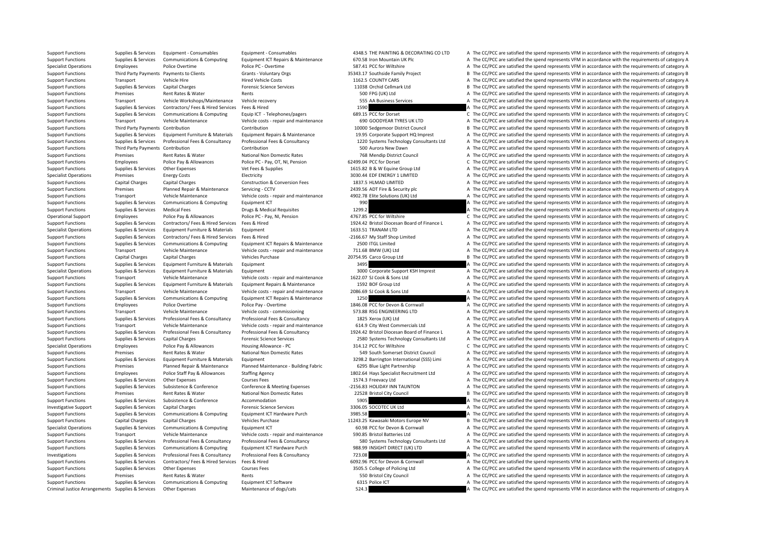| | | | | | | | |
|---|---|---|---|---|---|---|---|
| Support Functions | Supplies & Services | Equipment - Consumables | Equipment - Consumables | 4348.5 | THE PAINTING & DECORATING CO LTD | A | The CC/PCC are satisfied the spend represents VFM in accordance with the requirements of category A |
| Support Functions | Supplies & Services | Communications & Computing | Equipment ICT Repairs & Maintenance | 670.58 | Iron Mountain UK Plc | A | The CC/PCC are satisfied the spend represents VFM in accordance with the requirements of category A |
| Specialist Operations | Employees | Police Overtime | Police PC - Overtime | 587.41 | PCC for Wiltshire | A | The CC/PCC are satisfied the spend represents VFM in accordance with the requirements of category A |
| Support Functions | Third Party Payments | Payments to Clients | Grants - Voluntary Orgs | 35343.17 | Southside Family Project | B | The CC/PCC are satisfied the spend represents VFM in accordance with the requirements of category B |
| Support Functions | Transport | Vehicle Hire | Hired Vehicle Costs | 1162.5 | COUNTY CARS | A | The CC/PCC are satisfied the spend represents VFM in accordance with the requirements of category A |
| Support Functions | Supplies & Services | Capital Charges | Forensic Science Services | 11038 | Orchid Cellmark Ltd | B | The CC/PCC are satisfied the spend represents VFM in accordance with the requirements of category B |
| Support Functions | Premises | Rent Rates & Water | Rents | 500 | FPG (UK) Ltd | A | The CC/PCC are satisfied the spend represents VFM in accordance with the requirements of category A |
| Support Functions | Transport | Vehicle Workshops/Maintenance | Vehicle recovery | 555 | AA Business Services | A | The CC/PCC are satisfied the spend represents VFM in accordance with the requirements of category A |
| Support Functions | Supplies & Services | Contractors/ Fees & Hired Services | Fees & Hired | 1590 | | A | The CC/PCC are satisfied the spend represents VFM in accordance with the requirements of category A |
| Support Functions | Supplies & Services | Communications & Computing | Equip ICT - Telephones/pagers | 689.15 | PCC for Dorset | C | The CC/PCC are satisfied the spend represents VFM in accordance with the requirements of category C |
| Support Functions | Transport | Vehicle Maintenance | Vehicle costs - repair and maintenance | 690 | GOODYEAR TYRES UK LTD | A | The CC/PCC are satisfied the spend represents VFM in accordance with the requirements of category A |
| Support Functions | Third Party Payments | Contribution | Contribution | 10000 | Sedgemoor District Council | B | The CC/PCC are satisfied the spend represents VFM in accordance with the requirements of category B |
| Support Functions | Supplies & Services | Equipment Furniture & Materials | Equipment Repairs & Maintenance | 19.95 | Corporate Support HQ Imprest | A | The CC/PCC are satisfied the spend represents VFM in accordance with the requirements of category A |
| Support Functions | Supplies & Services | Professional Fees & Consultancy | Professional Fees & Consultancy | 1220 | Systems Technology Consultants Ltd | A | The CC/PCC are satisfied the spend represents VFM in accordance with the requirements of category A |
| Support Functions | Third Party Payments | Contribution | Contribution | 500 | Aurora New Dawn | A | The CC/PCC are satisfied the spend represents VFM in accordance with the requirements of category A |
| Support Functions | Premises | Rent Rates & Water | National Non Domestic Rates | 768 | Mendip District Council | A | The CC/PCC are satisfied the spend represents VFM in accordance with the requirements of category A |
| Support Functions | Employees | Police Pay & Allowances | Police PC - Pay, OT, NI, Pension | 62499.04 | PCC for Dorset | C | The CC/PCC are satisfied the spend represents VFM in accordance with the requirements of category C |
| Support Functions | Supplies & Services | Other Expenses | Vet Fees & Supplies | 1615.82 | B & W Equine Group Ltd | A | The CC/PCC are satisfied the spend represents VFM in accordance with the requirements of category A |
| Specialist Operations | Premises | Energy Costs | Electricity | 3030.44 | EDF ENERGY 1 LIMITED | A | The CC/PCC are satisfied the spend represents VFM in accordance with the requirements of category A |
| Support Functions | Capital Charges | Capital Charges | Construction & Conversion Fees | 1837.5 | HLMAD LIMITED | A | The CC/PCC are satisfied the spend represents VFM in accordance with the requirements of category A |
| Support Functions | Premises | Planned Repair & Maintenance | Servicing - CCTV | 2439.56 | ADT Fire & Security plc | A | The CC/PCC are satisfied the spend represents VFM in accordance with the requirements of category A |
| Support Functions | Transport | Vehicle Maintenance | Vehicle costs - repair and maintenance | 4902.78 | Elite Solutions (UK) Ltd | A | The CC/PCC are satisfied the spend represents VFM in accordance with the requirements of category A |
| Support Functions | Supplies & Services | Communications & Computing | Equipment ICT | 990 | | A | The CC/PCC are satisfied the spend represents VFM in accordance with the requirements of category A |
| Support Functions | Supplies & Services | Medical Fees | Drugs & Medical Requisites | 1299.2 | | A | The CC/PCC are satisfied the spend represents VFM in accordance with the requirements of category A |
| Operational Support | Employees | Police Pay & Allowances | Police PC - Pay, OT, NI, Pension | 4767.85 | PCC for Wiltshire | C | The CC/PCC are satisfied the spend represents VFM in accordance with the requirements of category C |
| Support Functions | Supplies & Services | Contractors/ Fees & Hired Services | Fees & Hired | 1924.42 | Bristol Diocesan Board of Finance L | A | The CC/PCC are satisfied the spend represents VFM in accordance with the requirements of category A |
| Specialist Operations | Supplies & Services | Equipment Furniture & Materials | Equipment | 1633.51 | TRANAM LTD | A | The CC/PCC are satisfied the spend represents VFM in accordance with the requirements of category A |
| Support Functions | Supplies & Services | Contractors/ Fees & Hired Services | Fees & Hired | -2166.67 | My Staff Shop Limited | A | The CC/PCC are satisfied the spend represents VFM in accordance with the requirements of category A |
| Support Functions | Supplies & Services | Communications & Computing | Equipment ICT Repairs & Maintenance | 2500 | ITGL Limited | A | The CC/PCC are satisfied the spend represents VFM in accordance with the requirements of category A |
| Support Functions | Transport | Vehicle Maintenance | Vehicle costs - repair and maintenance | 711.68 | BMW (UK) Ltd | A | The CC/PCC are satisfied the spend represents VFM in accordance with the requirements of category A |
| Support Functions | Capital Charges | Capital Charges | Vehicles Purchase | 20754.95 | Carco Group Ltd | B | The CC/PCC are satisfied the spend represents VFM in accordance with the requirements of category B |
| Support Functions | Supplies & Services | Equipment Furniture & Materials | Equipment | 3495 | | A | The CC/PCC are satisfied the spend represents VFM in accordance with the requirements of category A |
| Specialist Operations | Supplies & Services | Equipment Furniture & Materials | Equipment | 3000 | Corporate Support KSH Imprest | A | The CC/PCC are satisfied the spend represents VFM in accordance with the requirements of category A |
| Support Functions | Transport | Vehicle Maintenance | Vehicle costs - repair and maintenance | 1622.07 | SJ Cook & Sons Ltd | A | The CC/PCC are satisfied the spend represents VFM in accordance with the requirements of category A |
| Support Functions | Supplies & Services | Equipment Furniture & Materials | Equipment Repairs & Maintenance | 1592 | BOF Group Ltd | A | The CC/PCC are satisfied the spend represents VFM in accordance with the requirements of category A |
| Support Functions | Transport | Vehicle Maintenance | Vehicle costs - repair and maintenance | 2086.69 | SJ Cook & Sons Ltd | A | The CC/PCC are satisfied the spend represents VFM in accordance with the requirements of category A |
| Support Functions | Supplies & Services | Communications & Computing | Equipment ICT Repairs & Maintenance | 1250 | | A | The CC/PCC are satisfied the spend represents VFM in accordance with the requirements of category A |
| Support Functions | Employees | Police Overtime | Police Pay - Overtime | 1846.08 | PCC for Devon & Cornwall | A | The CC/PCC are satisfied the spend represents VFM in accordance with the requirements of category A |
| Support Functions | Transport | Vehicle Maintenance | Vehicle costs - commissioning | 573.88 | RSG ENGINEERING LTD | A | The CC/PCC are satisfied the spend represents VFM in accordance with the requirements of category A |
| Support Functions | Supplies & Services | Professional Fees & Consultancy | Professional Fees & Consultancy | 1825 | Xerox (UK) Ltd | A | The CC/PCC are satisfied the spend represents VFM in accordance with the requirements of category A |
| Support Functions | Transport | Vehicle Maintenance | Vehicle costs - repair and maintenance | 614.9 | City West Commercials Ltd | A | The CC/PCC are satisfied the spend represents VFM in accordance with the requirements of category A |
| Support Functions | Supplies & Services | Professional Fees & Consultancy | Professional Fees & Consultancy | 1924.42 | Bristol Diocesan Board of Finance L | A | The CC/PCC are satisfied the spend represents VFM in accordance with the requirements of category A |
| Support Functions | Supplies & Services | Capital Charges | Forensic Science Services | 2580 | Systems Technology Consultants Ltd | A | The CC/PCC are satisfied the spend represents VFM in accordance with the requirements of category A |
| Specialist Operations | Employees | Police Pay & Allowances | Housing Allowance - PC | 314.12 | PCC for Wiltshire | C | The CC/PCC are satisfied the spend represents VFM in accordance with the requirements of category C |
| Support Functions | Premises | Rent Rates & Water | National Non Domestic Rates | 549 | South Somerset District Council | A | The CC/PCC are satisfied the spend represents VFM in accordance with the requirements of category A |
| Support Functions | Supplies & Services | Equipment Furniture & Materials | Equipment | 3298.2 | Barrington International (SSS) Limi | A | The CC/PCC are satisfied the spend represents VFM in accordance with the requirements of category A |
| Support Functions | Premises | Planned Repair & Maintenance | Planned Maintenance - Building Fabric | 6295 | Blue Light Partnership | A | The CC/PCC are satisfied the spend represents VFM in accordance with the requirements of category A |
| Support Functions | Employees | Police Staff Pay & Allowances | Staffing Agency | 1802.64 | Hays Specialist Recruitment Ltd | A | The CC/PCC are satisfied the spend represents VFM in accordance with the requirements of category A |
| Support Functions | Supplies & Services | Other Expenses | Courses Fees | 1574.3 | Freevacy Ltd | A | The CC/PCC are satisfied the spend represents VFM in accordance with the requirements of category A |
| Support Functions | Supplies & Services | Subsistence & Conference | Conference & Meeting Expenses | -2156.83 | HOLIDAY INN TAUNTON | A | The CC/PCC are satisfied the spend represents VFM in accordance with the requirements of category A |
| Support Functions | Premises | Rent Rates & Water | National Non Domestic Rates | 22528 | Bristol City Council | B | The CC/PCC are satisfied the spend represents VFM in accordance with the requirements of category B |
| Support Functions | Supplies & Services | Subsistence & Conference | Accommodation | 5905 | | A | The CC/PCC are satisfied the spend represents VFM in accordance with the requirements of category A |
| Investigative Support | Supplies & Services | Capital Charges | Forensic Science Services | 3306.05 | SOCOTEC UK Ltd | A | The CC/PCC are satisfied the spend represents VFM in accordance with the requirements of category A |
| Support Functions | Supplies & Services | Communications & Computing | Equipment ICT Hardware Purch | 3985.58 | | A | The CC/PCC are satisfied the spend represents VFM in accordance with the requirements of category A |
| Support Functions | Capital Charges | Capital Charges | Vehicles Purchase | 11243.25 | Kawasaki Motors Europe NV | B | The CC/PCC are satisfied the spend represents VFM in accordance with the requirements of category B |
| Specialist Operations | Supplies & Services | Communications & Computing | Equipment ICT | 60.98 | PCC for Devon & Cornwall | A | The CC/PCC are satisfied the spend represents VFM in accordance with the requirements of category A |
| Support Functions | Transport | Vehicle Maintenance | Vehicle costs - repair and maintenance | 590.85 | Bristol Batteries Ltd | A | The CC/PCC are satisfied the spend represents VFM in accordance with the requirements of category A |
| Support Functions | Supplies & Services | Professional Fees & Consultancy | Professional Fees & Consultancy | 580 | Systems Technology Consultants Ltd | A | The CC/PCC are satisfied the spend represents VFM in accordance with the requirements of category A |
| Support Functions | Supplies & Services | Communications & Computing | Equipment ICT Hardware Purch | 988.99 | INSIGHT DIRECT (UK) LTD | A | The CC/PCC are satisfied the spend represents VFM in accordance with the requirements of category A |
| Investigations | Supplies & Services | Professional Fees & Consultancy | Professional Fees & Consultancy | 723.08 | | A | The CC/PCC are satisfied the spend represents VFM in accordance with the requirements of category A |
| Support Functions | Supplies & Services | Contractors/ Fees & Hired Services | Fees & Hired | 6092.96 | PCC for Devon & Cornwall | A | The CC/PCC are satisfied the spend represents VFM in accordance with the requirements of category A |
| Support Functions | Supplies & Services | Other Expenses | Courses Fees | 3505.5 | College of Policing Ltd | A | The CC/PCC are satisfied the spend represents VFM in accordance with the requirements of category A |
| Support Functions | Premises | Rent Rates & Water | Rents | 550 | Bristol City Council | A | The CC/PCC are satisfied the spend represents VFM in accordance with the requirements of category A |
| Support Functions | Supplies & Services | Communications & Computing | Equipment ICT Software | 6315 | Police ICT | A | The CC/PCC are satisfied the spend represents VFM in accordance with the requirements of category A |
| Criminal Justice Arrangements | Supplies & Services | Other Expenses | Maintenance of dogs/cats | 524.3 | | A | The CC/PCC are satisfied the spend represents VFM in accordance with the requirements of category A |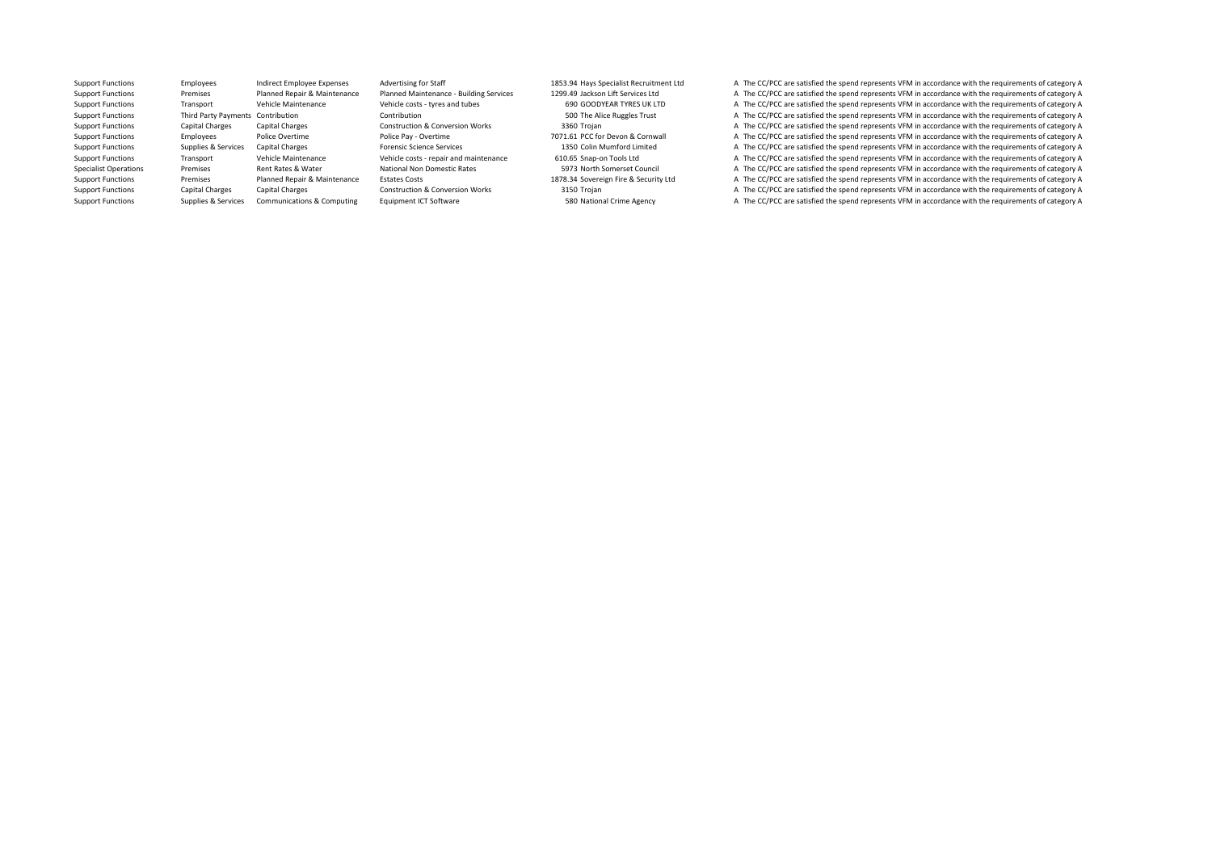| | | | | | | | |
|---|---|---|---|---|---|---|---|
| Support Functions | Employees | Indirect Employee Expenses | Advertising for Staff | 1853.94 | Hays Specialist Recruitment Ltd | A | The CC/PCC are satisfied the spend represents VFM in accordance with the requirements of category A |
| Support Functions | Premises | Planned Repair & Maintenance | Planned Maintenance - Building Services | 1299.49 | Jackson Lift Services Ltd | A | The CC/PCC are satisfied the spend represents VFM in accordance with the requirements of category A |
| Support Functions | Transport | Vehicle Maintenance | Vehicle costs - tyres and tubes | 690 | GOODYEAR TYRES UK LTD | A | The CC/PCC are satisfied the spend represents VFM in accordance with the requirements of category A |
| Support Functions | Third Party Payments | Contribution | Contribution | 500 | The Alice Ruggles Trust | A | The CC/PCC are satisfied the spend represents VFM in accordance with the requirements of category A |
| Support Functions | Capital Charges | Capital Charges | Construction & Conversion Works | 3360 | Trojan | A | The CC/PCC are satisfied the spend represents VFM in accordance with the requirements of category A |
| Support Functions | Employees | Police Overtime | Police Pay - Overtime | 7071.61 | PCC for Devon & Cornwall | A | The CC/PCC are satisfied the spend represents VFM in accordance with the requirements of category A |
| Support Functions | Supplies & Services | Capital Charges | Forensic Science Services | 1350 | Colin Mumford Limited | A | The CC/PCC are satisfied the spend represents VFM in accordance with the requirements of category A |
| Support Functions | Transport | Vehicle Maintenance | Vehicle costs - repair and maintenance | 610.65 | Snap-on Tools Ltd | A | The CC/PCC are satisfied the spend represents VFM in accordance with the requirements of category A |
| Specialist Operations | Premises | Rent Rates & Water | National Non Domestic Rates | 5973 | North Somerset Council | A | The CC/PCC are satisfied the spend represents VFM in accordance with the requirements of category A |
| Support Functions | Premises | Planned Repair & Maintenance | Estates Costs | 1878.34 | Sovereign Fire & Security Ltd | A | The CC/PCC are satisfied the spend represents VFM in accordance with the requirements of category A |
| Support Functions | Capital Charges | Capital Charges | Construction & Conversion Works | 3150 | Trojan | A | The CC/PCC are satisfied the spend represents VFM in accordance with the requirements of category A |
| Support Functions | Supplies & Services | Communications & Computing | Equipment ICT Software | 580 | National Crime Agency | A | The CC/PCC are satisfied the spend represents VFM in accordance with the requirements of category A |